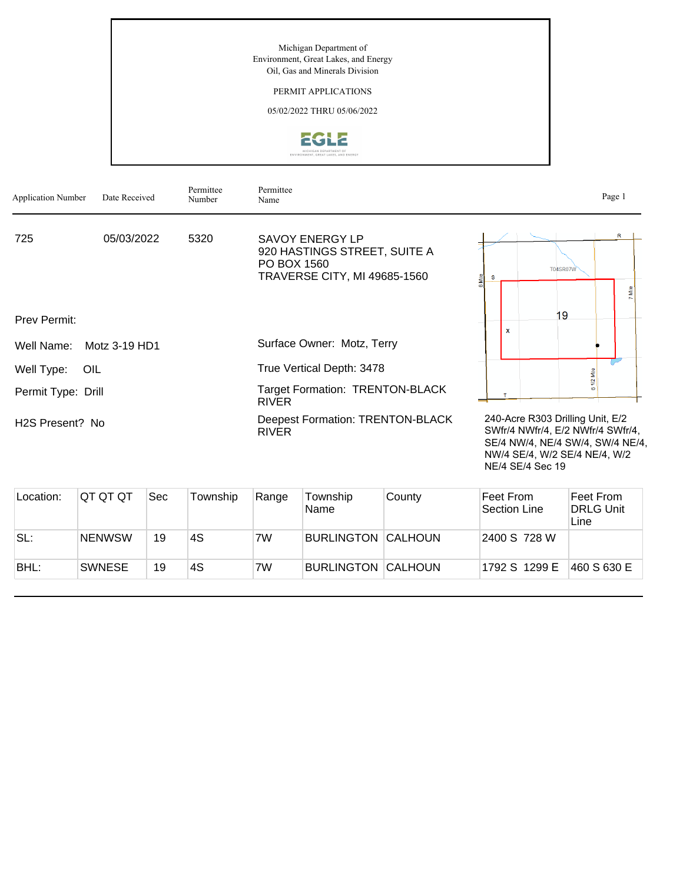Michigan Department of
Environment, Great Lakes, and Energy
Oil, Gas and Minerals Division

PERMIT APPLICATIONS

05/02/2022 THRU 05/06/2022

| Application Number | Date Received | Permittee Number | Permittee Name |
|---|---|---|---|
| 725 | 05/03/2022 | 5320 | SAVOY ENERGY LP<br>920 HASTINGS STREET, SUITE A<br>PO BOX 1560<br>TRAVERSE CITY, MI 49685-1560 |

Prev Permit:

Well Name: Motz 3-19 HD1

Well Type: OIL

Permit Type: Drill

H2S Present? No

Surface Owner: Motz, Terry

True Vertical Depth: 3478

Target Formation: TRENTON-BLACK RIVER

Deepest Formation: TRENTON-BLACK RIVER

240-Acre R303 Drilling Unit, E/2 SWfr/4 NWfr/4, E/2 NWfr/4 SWfr/4, SE/4 NW/4, NE/4 SW/4, SW/4 NE/4, NW/4 SE/4, W/2 SE/4 NE/4, W/2 NE/4 SE/4 Sec 19

| Location: | QT QT QT | Sec | Township | Range | Township Name | County | Feet From Section Line | Feet From DRLG Unit Line |
|---|---|---|---|---|---|---|---|---|
| SL: | NENWSW | 19 | 4S | 7W | BURLINGTON | CALHOUN | 2400 S 728 W | |
| BHL: | SWNESE | 19 | 4S | 7W | BURLINGTON | CALHOUN | 1792 S 1299 E | 460 S 630 E |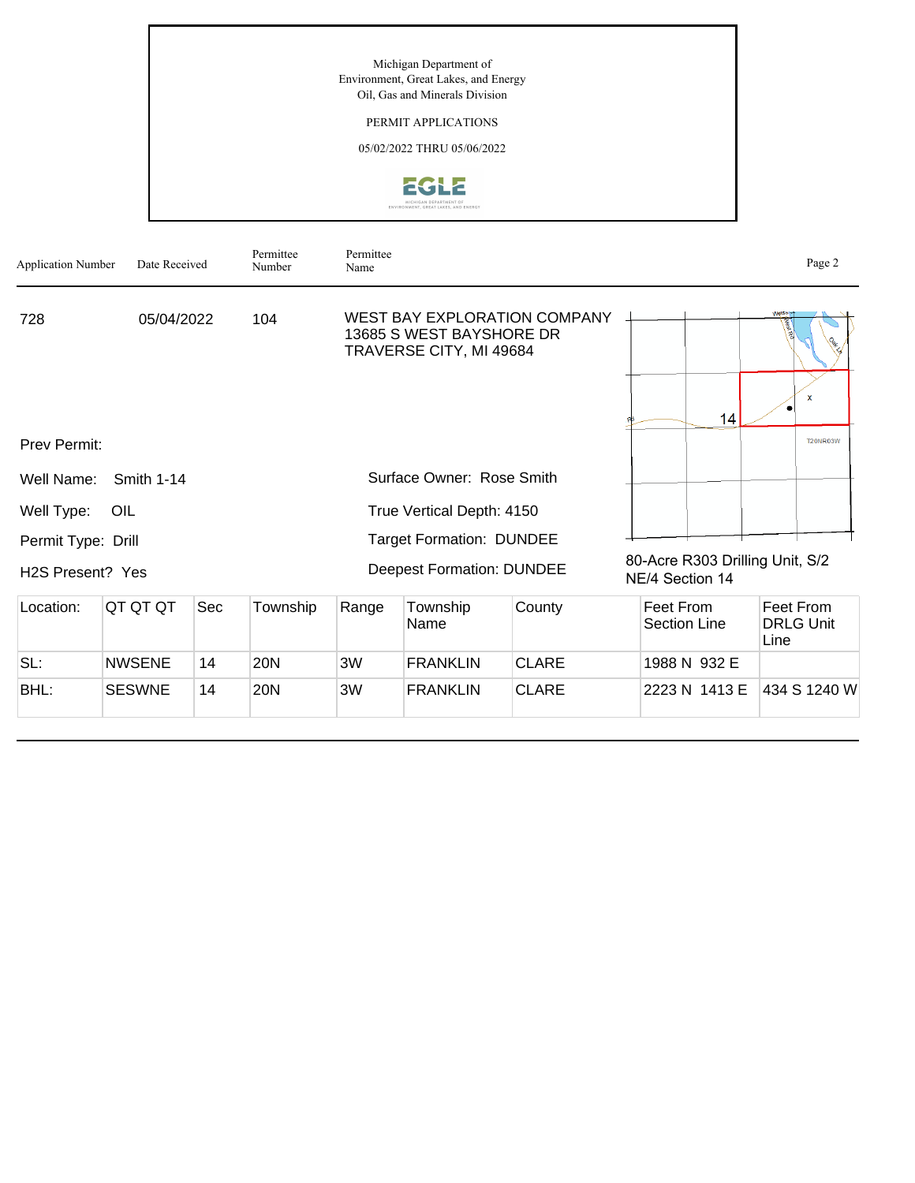Michigan Department of
Environment, Great Lakes, and Energy
Oil, Gas and Minerals Division

PERMIT APPLICATIONS

05/02/2022 THRU 05/06/2022

| Application Number | Date Received | Permittee Number | Permittee Name |
|---|---|---|---|
| 728 | 05/04/2022 | 104 | WEST BAY EXPLORATION COMPANY<br>13685 S WEST BAYSHORE DR<br>TRAVERSE CITY, MI 49684 |

Prev Permit:

Well Name: Smith 1-14

Well Type: OIL

Permit Type: Drill

H2S Present? Yes

Surface Owner: Rose Smith

True Vertical Depth: 4150

Target Formation: DUNDEE

Deepest Formation: DUNDEE

80-Acre R303 Drilling Unit, S/2 NE/4 Section 14

| Location: | QT QT QT | Sec | Township | Range | Township Name | County | Feet From Section Line | Feet From DRLG Unit Line |
|---|---|---|---|---|---|---|---|---|
| SL: | NWSENE | 14 | 20N | 3W | FRANKLIN | CLARE | 1988 N 932 E | |
| BHL: | SESWNE | 14 | 20N | 3W | FRANKLIN | CLARE | 2223 N 1413 E | 434 S 1240 W |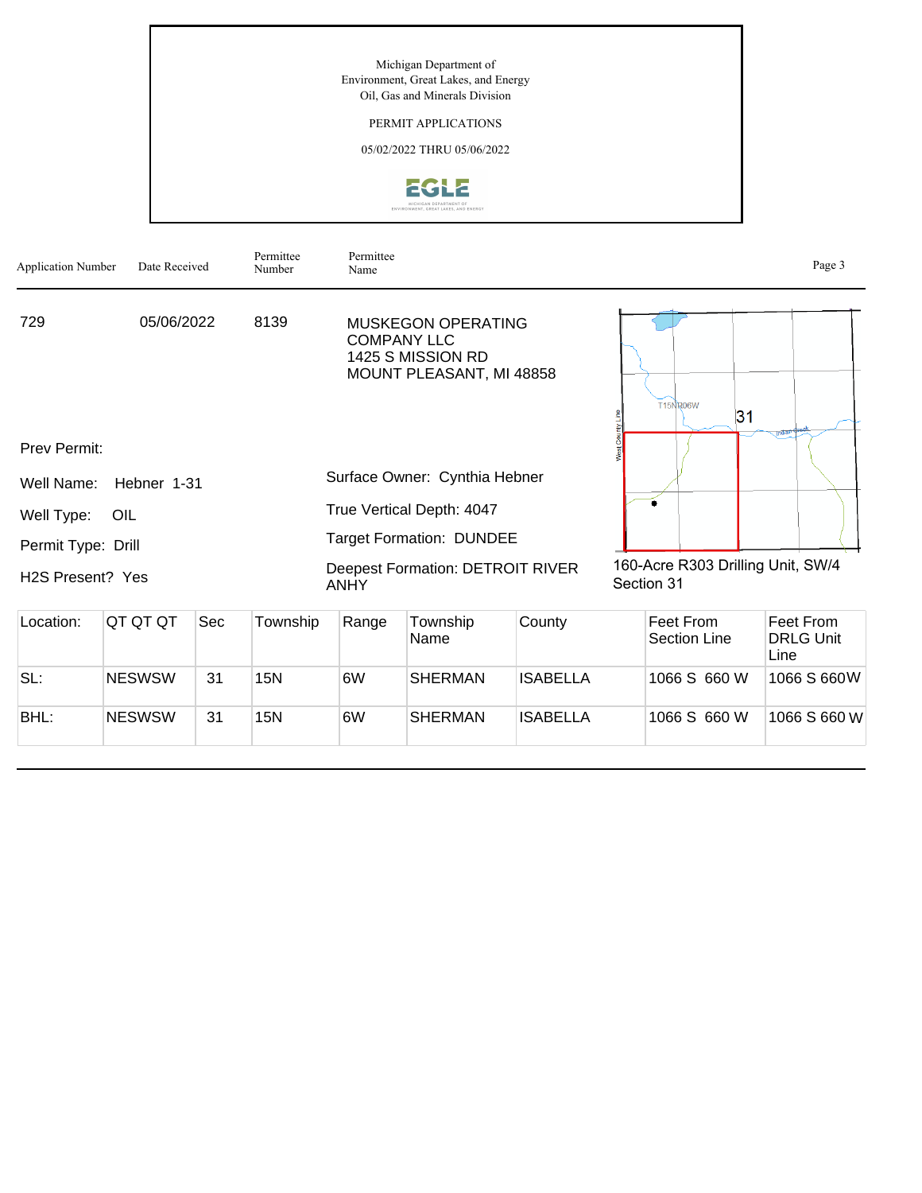Michigan Department of
Environment, Great Lakes, and Energy
Oil, Gas and Minerals Division

PERMIT APPLICATIONS

05/02/2022 THRU 05/06/2022

| Application Number | Date Received | Permittee Number | Permittee Name |
|---|---|---|---|
| 729 | 05/06/2022 | 8139 | MUSKEGON OPERATING COMPANY LLC<br>1425 S MISSION RD<br>MOUNT PLEASANT, MI 48858 |

Prev Permit:

Well Name: Hebner 1-31

Well Type: OIL

Permit Type: Drill

H2S Present? Yes

Surface Owner: Cynthia Hebner

True Vertical Depth: 4047

Target Formation: DUNDEE

Deepest Formation: DETROIT RIVER ANHY

160-Acre R303 Drilling Unit, SW/4 Section 31

| Location: | QT QT QT | Sec | Township | Range | Township Name | County | Feet From Section Line | Feet From DRLG Unit Line |
|---|---|---|---|---|---|---|---|---|
| SL: | NESWSW | 31 | 15N | 6W | SHERMAN | ISABELLA | 1066 S 660 W | 1066 S 660W |
| BHL: | NESWSW | 31 | 15N | 6W | SHERMAN | ISABELLA | 1066 S 660 W | 1066 S 660 W |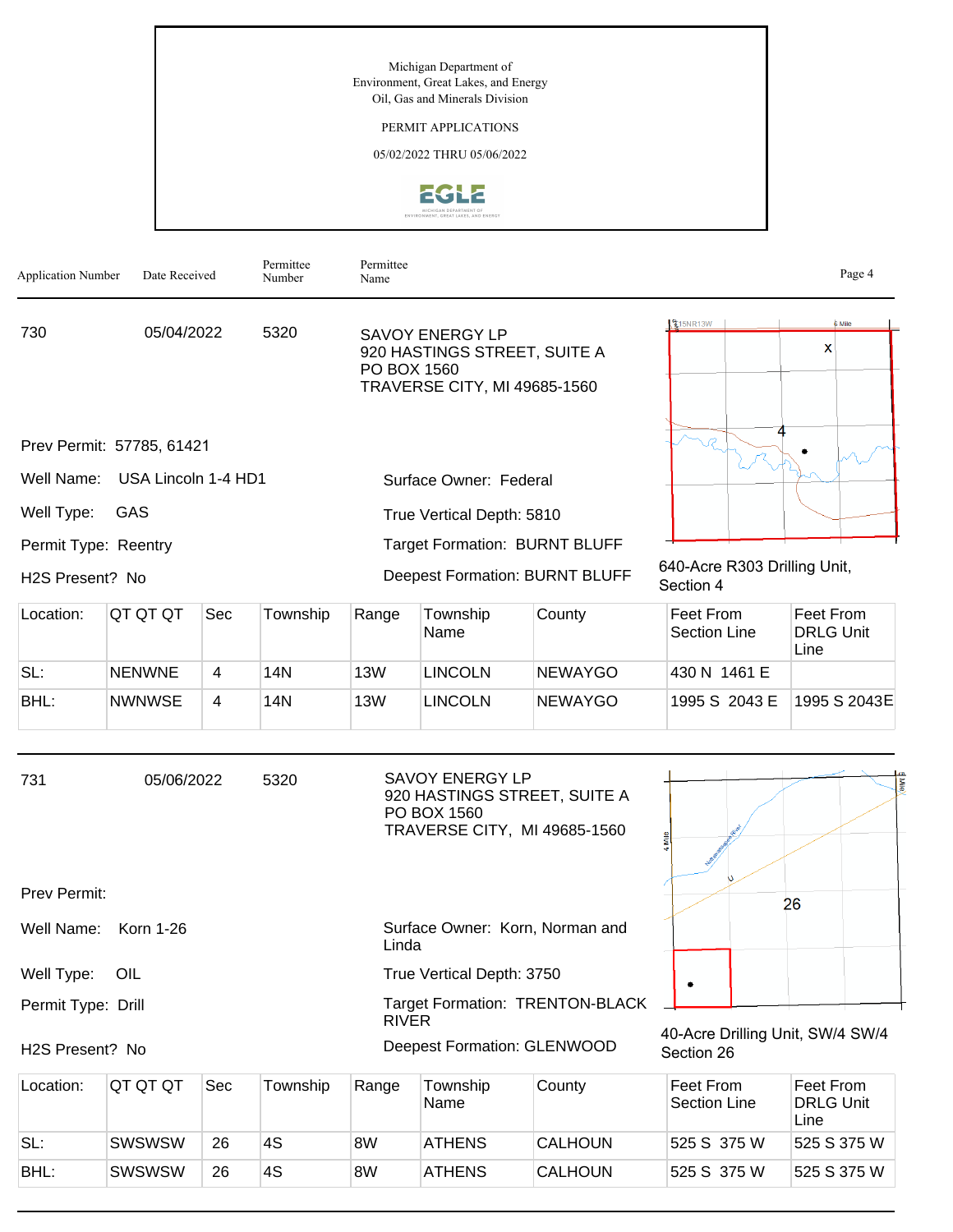Michigan Department of
Environment, Great Lakes, and Energy
Oil, Gas and Minerals Division

PERMIT APPLICATIONS

05/02/2022 THRU 05/06/2022

| Application Number | Date Received | Permittee Number | Permittee Name |
|---|---|---|---|
| 730 | 05/04/2022 | 5320 | SAVOY ENERGY LP<br>920 HASTINGS STREET, SUITE A<br>PO BOX 1560<br>TRAVERSE CITY, MI 49685-1560 |

Prev Permit: 57785, 61421

Well Name: USA Lincoln 1-4 HD1

Well Type: GAS

Permit Type: Reentry

H2S Present? No

Surface Owner: Federal

True Vertical Depth: 5810

Target Formation: BURNT BLUFF

Deepest Formation: BURNT BLUFF

640-Acre R303 Drilling Unit, Section 4

| Location: | QT QT QT | Sec | Township | Range | Township Name | County | Feet From Section Line | Feet From DRLG Unit Line |
|---|---|---|---|---|---|---|---|---|
| SL: | NENWNE | 4 | 14N | 13W | LINCOLN | NEWAYGO | 430 N 1461 E | |
| BHL: | NWNWSE | 4 | 14N | 13W | LINCOLN | NEWAYGO | 1995 S 2043 E | 1995 S 2043E |

| Application Number | Date Received | Permittee Number | Permittee Name |
|---|---|---|---|
| 731 | 05/06/2022 | 5320 | SAVOY ENERGY LP<br>920 HASTINGS STREET, SUITE A<br>PO BOX 1560<br>TRAVERSE CITY, MI 49685-1560 |

Prev Permit:

Well Name: Korn 1-26

Well Type: OIL

Permit Type: Drill

H2S Present? No

Surface Owner: Korn, Norman and Linda

True Vertical Depth: 3750

Target Formation: TRENTON-BLACK RIVER

Deepest Formation: GLENWOOD

40-Acre Drilling Unit, SW/4 SW/4 Section 26

| Location: | QT QT QT | Sec | Township | Range | Township Name | County | Feet From Section Line | Feet From DRLG Unit Line |
|---|---|---|---|---|---|---|---|---|
| SL: | SWSWSW | 26 | 4S | 8W | ATHENS | CALHOUN | 525 S 375 W | 525 S 375 W |
| BHL: | SWSWSW | 26 | 4S | 8W | ATHENS | CALHOUN | 525 S 375 W | 525 S 375 W |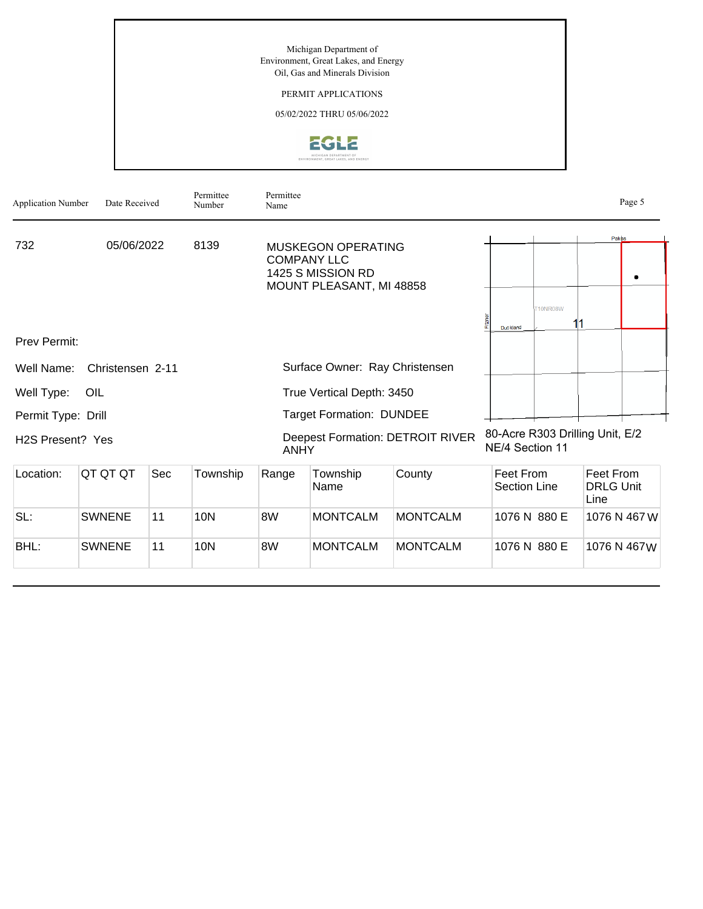Michigan Department of
Environment, Great Lakes, and Energy
Oil, Gas and Minerals Division

PERMIT APPLICATIONS

05/02/2022 THRU 05/06/2022

| Application Number | Date Received | Permittee Number | Permittee Name |
|---|---|---|---|
| 732 | 05/06/2022 | 8139 | MUSKEGON OPERATING COMPANY LLC<br>1425 S MISSION RD<br>MOUNT PLEASANT, MI 48858 |

Prev Permit:

Well Name: Christensen 2-11

Well Type: OIL

Permit Type: Drill

H2S Present? Yes

Surface Owner: Ray Christensen

True Vertical Depth: 3450

Target Formation: DUNDEE

Deepest Formation: DETROIT RIVER ANHY

80-Acre R303 Drilling Unit, E/2 NE/4 Section 11

| Location: | QT QT QT | Sec | Township | Range | Township Name | County | Feet From Section Line | Feet From DRLG Unit Line |
|---|---|---|---|---|---|---|---|---|
| SL: | SWNENE | 11 | 10N | 8W | MONTCALM | MONTCALM | 1076 N 880 E | 1076 N 467 W |
| BHL: | SWNENE | 11 | 10N | 8W | MONTCALM | MONTCALM | 1076 N 880 E | 1076 N 467 W |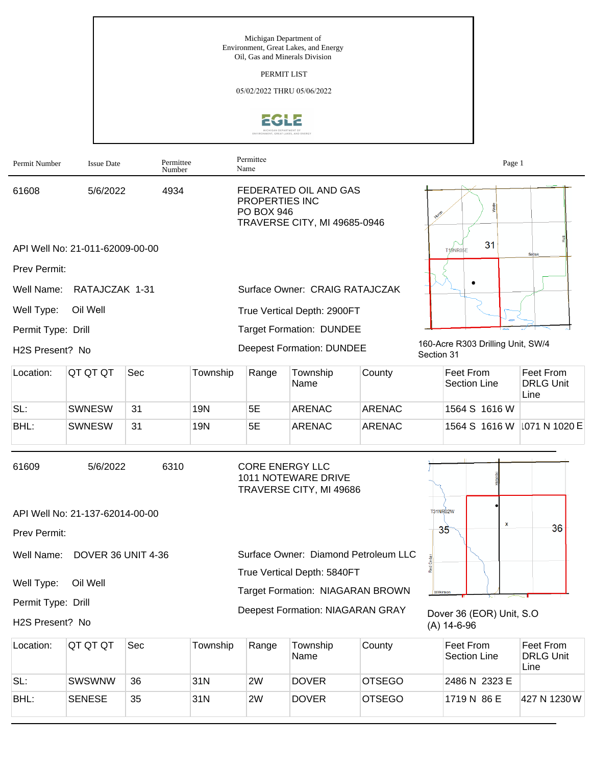Michigan Department of
Environment, Great Lakes, and Energy
Oil, Gas and Minerals Division

PERMIT LIST

05/02/2022 THRU 05/06/2022

| Permit Number | Issue Date | Permittee Number | Permittee Name |
|---|---|---|---|
| 61608 | 5/6/2022 | 4934 | FEDERATED OIL AND GAS PROPERTIES INC<br>PO BOX 946<br>TRAVERSE CITY, MI 49685-0946 |

API Well No: 21-011-62009-00-00

Prev Permit:

Well Name: RATAJCZAK 1-31

Surface Owner: CRAIG RATAJCZAK

Well Type: Oil Well

True Vertical Depth: 2900FT

Permit Type: Drill

Target Formation: DUNDEE

H2S Present? No

Deepest Formation: DUNDEE

160-Acre R303 Drilling Unit, SW/4 Section 31

| Location: | QT QT QT | Sec | Township | Range | Township Name | County | Feet From Section Line | Feet From DRLG Unit Line |
|---|---|---|---|---|---|---|---|---|
| SL: | SWNESW | 31 | 19N | 5E | ARENAC | ARENAC | 1564 S 1616 W | |
| BHL: | SWNESW | 31 | 19N | 5E | ARENAC | ARENAC | 1564 S 1616 W | 1071 N 1020 E |

| Permit Number | Issue Date | Permittee Number | Permittee Name |
|---|---|---|---|
| 61609 | 5/6/2022 | 6310 | CORE ENERGY LLC<br>1011 NOTEWARE DRIVE<br>TRAVERSE CITY, MI 49686 |

API Well No: 21-137-62014-00-00

Prev Permit:

Well Name: DOVER 36 UNIT 4-36

Surface Owner: Diamond Petroleum LLC

Well Type: Oil Well

True Vertical Depth: 5840FT

Permit Type: Drill

Target Formation: NIAGARAN BROWN

H2S Present? No

Deepest Formation: NIAGARAN GRAY

Dover 36 (EOR) Unit, S.O (A) 14-6-96

| Location: | QT QT QT | Sec | Township | Range | Township Name | County | Feet From Section Line | Feet From DRLG Unit Line |
|---|---|---|---|---|---|---|---|---|
| SL: | SWSWNW | 36 | 31N | 2W | DOVER | OTSEGO | 2486 N 2323 E | |
| BHL: | SENESE | 35 | 31N | 2W | DOVER | OTSEGO | 1719 N 86 E | 427 N 1230 W |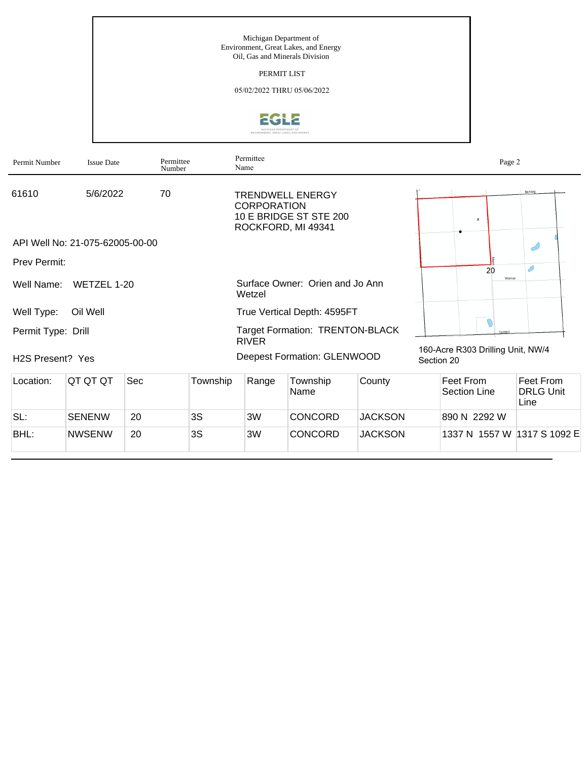Michigan Department of
Environment, Great Lakes, and Energy
Oil, Gas and Minerals Division

PERMIT LIST

05/02/2022 THRU 05/06/2022

| Permit Number | Issue Date | Permittee Number | Permittee Name |
|---|---|---|---|
| 61610 | 5/6/2022 | 70 | TRENDWELL ENERGY CORPORATION<br>10 E BRIDGE ST STE 200<br>ROCKFORD, MI 49341 |

API Well No: 21-075-62005-00-00

Prev Permit:

Well Name: WETZEL 1-20

Surface Owner: Orien and Jo Ann Wetzel

Well Type: Oil Well

True Vertical Depth: 4595FT

Permit Type: Drill

Target Formation: TRENTON-BLACK RIVER

H2S Present? Yes

Deepest Formation: GLENWOOD

160-Acre R303 Drilling Unit, NW/4 Section 20

| Location: | QT QT QT | Sec | Township | Range | Township Name | County | Feet From Section Line | Feet From DRLG Unit Line |
|---|---|---|---|---|---|---|---|---|
| SL: | SENENW | 20 | 3S | 3W | CONCORD | JACKSON | 890 N 2292 W | |
| BHL: | NWSENW | 20 | 3S | 3W | CONCORD | JACKSON | 1337 N 1557 W | 1317 S 1092 E |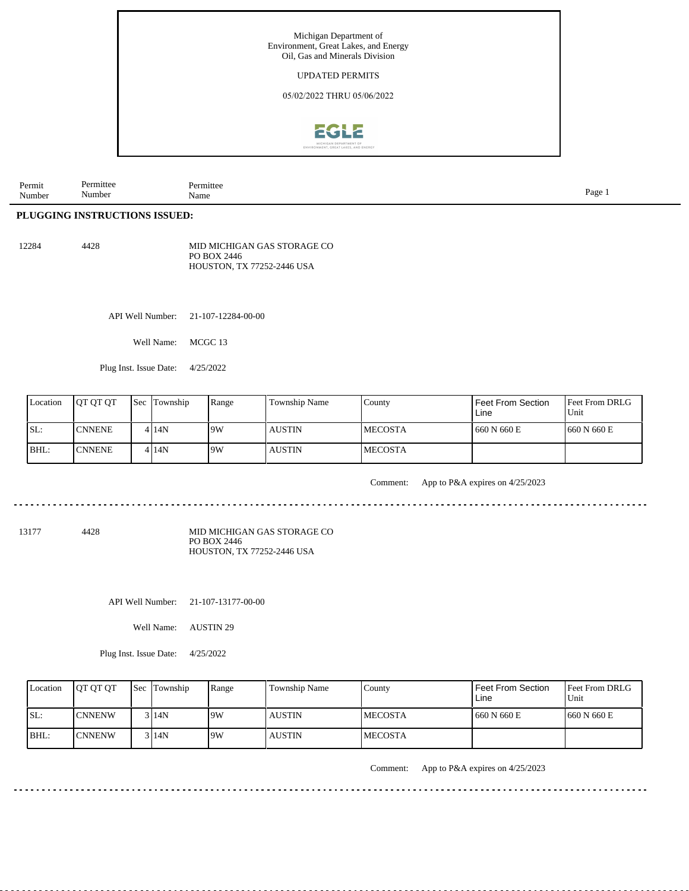Michigan Department of Environment, Great Lakes, and Energy
Oil, Gas and Minerals Division

UPDATED PERMITS

05/02/2022 THRU 05/06/2022

| Permit Number | Permittee Number | Permittee Name |
|---|---|---|

## PLUGGING INSTRUCTIONS ISSUED:

12284 4428 MID MICHIGAN GAS STORAGE CO
PO BOX 2446
HOUSTON, TX 77252-2446 USA

API Well Number: 21-107-12284-00-00

Well Name: MCGC 13

Plug Inst. Issue Date: 4/25/2022

| Location | QT QT QT | Sec | Township | Range | Township Name | County | Feet From Section Line | Feet From DRLG Unit |
|---|---|---|---|---|---|---|---|---|
| SL: | CNNENE | 4 | 14N | 9W | AUSTIN | MECOSTA | 660 N 660 E | 660 N 660 E |
| BHL: | CNNENE | 4 | 14N | 9W | AUSTIN | MECOSTA | | |

Comment: App to P&A expires on 4/25/2023

---

13177 4428 MID MICHIGAN GAS STORAGE CO
PO BOX 2446
HOUSTON, TX 77252-2446 USA

API Well Number: 21-107-13177-00-00

Well Name: AUSTIN 29

Plug Inst. Issue Date: 4/25/2022

| Location | QT QT QT | Sec | Township | Range | Township Name | County | Feet From Section Line | Feet From DRLG Unit |
|---|---|---|---|---|---|---|---|---|
| SL: | CNNENW | 3 | 14N | 9W | AUSTIN | MECOSTA | 660 N 660 E | 660 N 660 E |
| BHL: | CNNENW | 3 | 14N | 9W | AUSTIN | MECOSTA | | |

Comment: App to P&A expires on 4/25/2023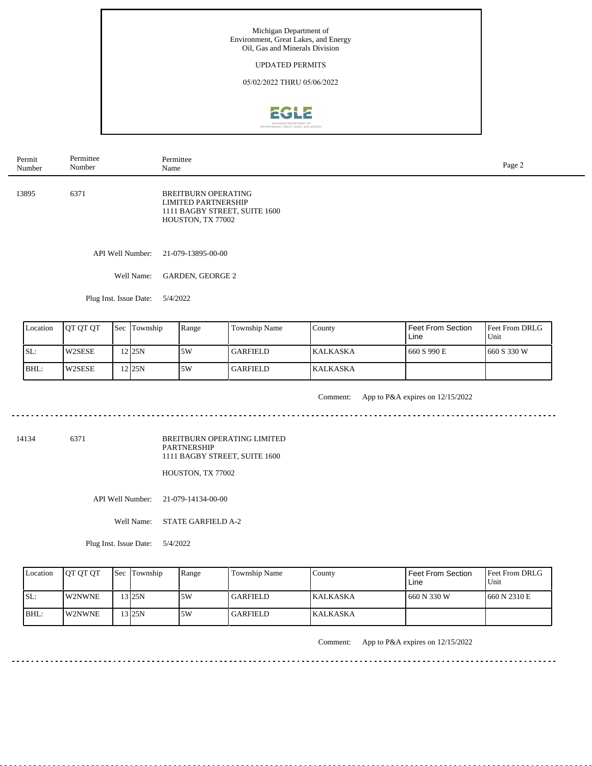Michigan Department of Environment, Great Lakes, and Energy
Oil, Gas and Minerals Division

UPDATED PERMITS

05/02/2022 THRU 05/06/2022

| Permit Number | Permittee Number | Permittee Name |
|---|---|---|
| 13895 | 6371 | BREITBURN OPERATING LIMITED PARTNERSHIP<br>1111 BAGBY STREET, SUITE 1600<br>HOUSTON, TX 77002 |

API Well Number: 21-079-13895-00-00

Well Name: GARDEN, GEORGE 2

Plug Inst. Issue Date: 5/4/2022

| Location | QT QT QT | Sec | Township | Range | Township Name | County | Feet From Section Line | Feet From DRLG Unit |
|---|---|---|---|---|---|---|---|---|
| SL: | W2SESE | 12 | 25N | 5W | GARFIELD | KALKASKA | 660 S 990 E | 660 S 330 W |
| BHL: | W2SESE | 12 | 25N | 5W | GARFIELD | KALKASKA | | |

Comment: App to P&A expires on 12/15/2022

---

| Permit Number | Permittee Number | Permittee Name |
|---|---|---|
| 14134 | 6371 | BREITBURN OPERATING LIMITED PARTNERSHIP<br>1111 BAGBY STREET, SUITE 1600<br>HOUSTON, TX 77002 |

API Well Number: 21-079-14134-00-00

Well Name: STATE GARFIELD A-2

Plug Inst. Issue Date: 5/4/2022

| Location | QT QT QT | Sec | Township | Range | Township Name | County | Feet From Section Line | Feet From DRLG Unit |
|---|---|---|---|---|---|---|---|---|
| SL: | W2NWNE | 13 | 25N | 5W | GARFIELD | KALKASKA | 660 N 330 W | 660 N 2310 E |
| BHL: | W2NWNE | 13 | 25N | 5W | GARFIELD | KALKASKA | | |

Comment: App to P&A expires on 12/15/2022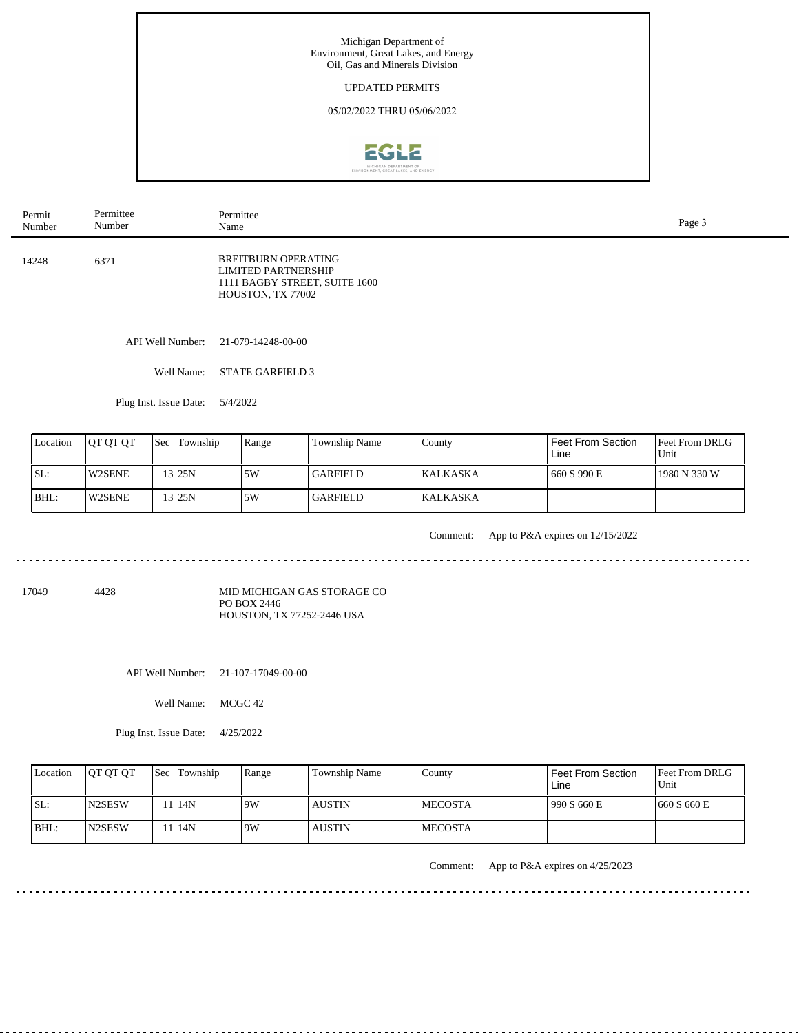Michigan Department of Environment, Great Lakes, and Energy
Oil, Gas and Minerals Division

UPDATED PERMITS

05/02/2022 THRU 05/06/2022

| Permit Number | Permittee Number | Permittee Name |
|---|---|---|
| 14248 | 6371 | BREITBURN OPERATING LIMITED PARTNERSHIP<br>1111 BAGBY STREET, SUITE 1600<br>HOUSTON, TX 77002 |

API Well Number: 21-079-14248-00-00

Well Name: STATE GARFIELD 3

Plug Inst. Issue Date: 5/4/2022

| Location | QT QT QT | Sec | Township | Range | Township Name | County | Feet From Section Line | Feet From DRLG Unit |
|---|---|---|---|---|---|---|---|---|
| SL: | W2SENE | 13 | 25N | 5W | GARFIELD | KALKASKA | 660 S 990 E | 1980 N 330 W |
| BHL: | W2SENE | 13 | 25N | 5W | GARFIELD | KALKASKA | | |

Comment: App to P&A expires on 12/15/2022

---

| Permit Number | Permittee Number | Permittee Name |
|---|---|---|
| 17049 | 4428 | MID MICHIGAN GAS STORAGE CO<br>PO BOX 2446<br>HOUSTON, TX 77252-2446 USA |

API Well Number: 21-107-17049-00-00

Well Name: MCGC 42

Plug Inst. Issue Date: 4/25/2022

| Location | QT QT QT | Sec | Township | Range | Township Name | County | Feet From Section Line | Feet From DRLG Unit |
|---|---|---|---|---|---|---|---|---|
| SL: | N2SESW | 11 | 14N | 9W | AUSTIN | MECOSTA | 990 S 660 E | 660 S 660 E |
| BHL: | N2SESW | 11 | 14N | 9W | AUSTIN | MECOSTA | | |

Comment: App to P&A expires on 4/25/2023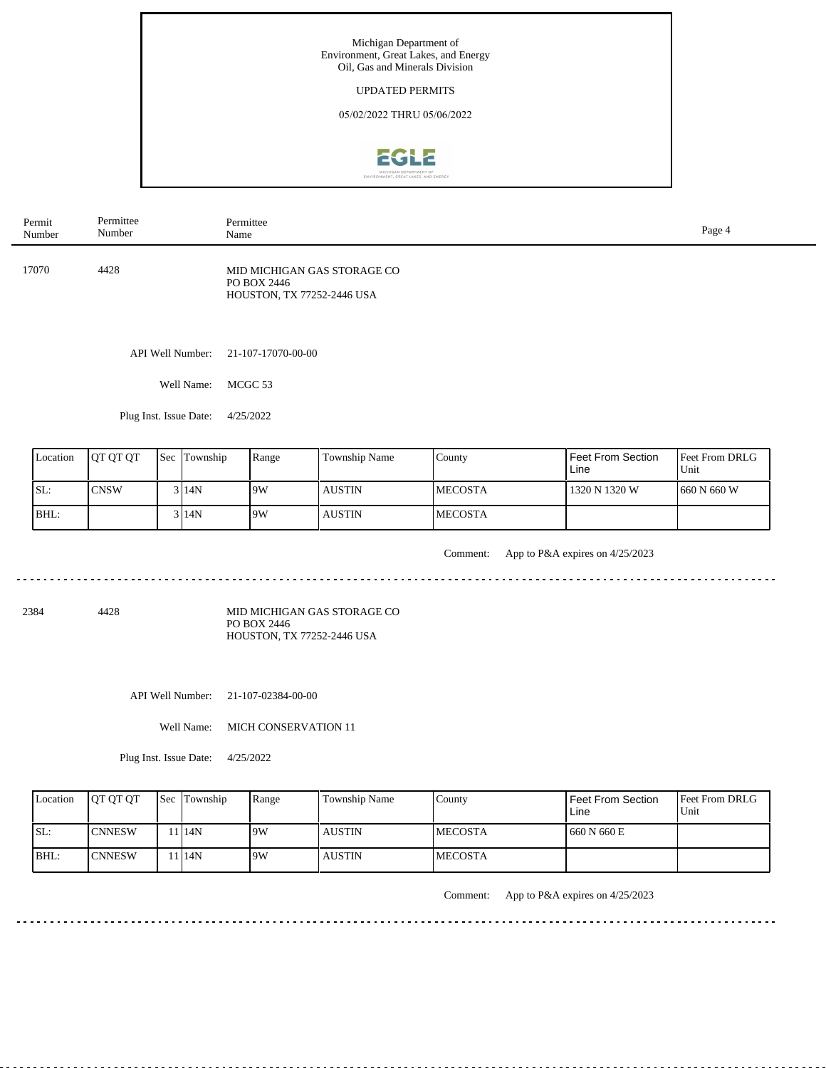Michigan Department of Environment, Great Lakes, and Energy
Oil, Gas and Minerals Division

UPDATED PERMITS

05/02/2022 THRU 05/06/2022

| Permit Number | Permittee Number | Permittee Name |
|---|---|---|
| 17070 | 4428 | MID MICHIGAN GAS STORAGE CO<br>PO BOX 2446<br>HOUSTON, TX 77252-2446 USA |

API Well Number: 21-107-17070-00-00

Well Name: MCGC 53

Plug Inst. Issue Date: 4/25/2022

| Location | QT QT QT | Sec | Township | Range | Township Name | County | Feet From Section Line | Feet From DRLG Unit |
|---|---|---|---|---|---|---|---|---|
| SL: | CNSW | 3 | 14N | 9W | AUSTIN | MECOSTA | 1320 N 1320 W | 660 N 660 W |
| BHL: | | 3 | 14N | 9W | AUSTIN | MECOSTA | | |

Comment: App to P&A expires on 4/25/2023

---

| Permit Number | Permittee Number | Permittee Name |
|---|---|---|
| 2384 | 4428 | MID MICHIGAN GAS STORAGE CO<br>PO BOX 2446<br>HOUSTON, TX 77252-2446 USA |

API Well Number: 21-107-02384-00-00

Well Name: MICH CONSERVATION 11

Plug Inst. Issue Date: 4/25/2022

| Location | QT QT QT | Sec | Township | Range | Township Name | County | Feet From Section Line | Feet From DRLG Unit |
|---|---|---|---|---|---|---|---|---|
| SL: | CNNESW | 11 | 14N | 9W | AUSTIN | MECOSTA | 660 N 660 E | |
| BHL: | CNNESW | 11 | 14N | 9W | AUSTIN | MECOSTA | | |

Comment: App to P&A expires on 4/25/2023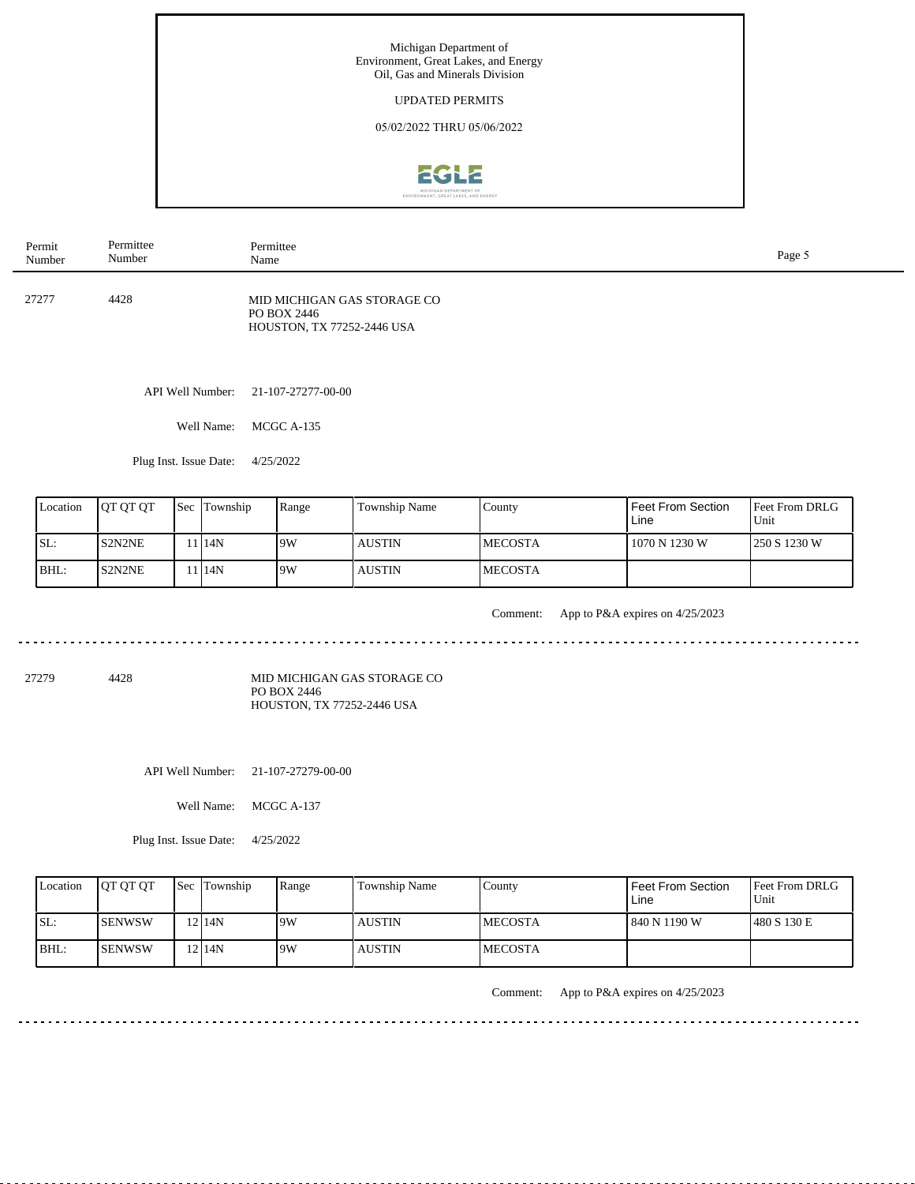Michigan Department of Environment, Great Lakes, and Energy
Oil, Gas and Minerals Division

UPDATED PERMITS

05/02/2022 THRU 05/06/2022

| Permit Number | Permittee Number | Permittee Name |
|---|---|---|

27277 4428 MID MICHIGAN GAS STORAGE CO
PO BOX 2446
HOUSTON, TX 77252-2446 USA

API Well Number: 21-107-27277-00-00

Well Name: MCGC A-135

Plug Inst. Issue Date: 4/25/2022

| Location | QT QT QT | Sec | Township | Range | Township Name | County | Feet From Section Line | Feet From DRLG Unit |
|---|---|---|---|---|---|---|---|---|
| SL: | S2N2NE | 11 | 14N | 9W | AUSTIN | MECOSTA | 1070 N 1230 W | 250 S 1230 W |
| BHL: | S2N2NE | 11 | 14N | 9W | AUSTIN | MECOSTA | | |

Comment: App to P&A expires on 4/25/2023

---

27279 4428 MID MICHIGAN GAS STORAGE CO
PO BOX 2446
HOUSTON, TX 77252-2446 USA

API Well Number: 21-107-27279-00-00

Well Name: MCGC A-137

Plug Inst. Issue Date: 4/25/2022

| Location | QT QT QT | Sec | Township | Range | Township Name | County | Feet From Section Line | Feet From DRLG Unit |
|---|---|---|---|---|---|---|---|---|
| SL: | SENWSW | 12 | 14N | 9W | AUSTIN | MECOSTA | 840 N 1190 W | 480 S 130 E |
| BHL: | SENWSW | 12 | 14N | 9W | AUSTIN | MECOSTA | | |

Comment: App to P&A expires on 4/25/2023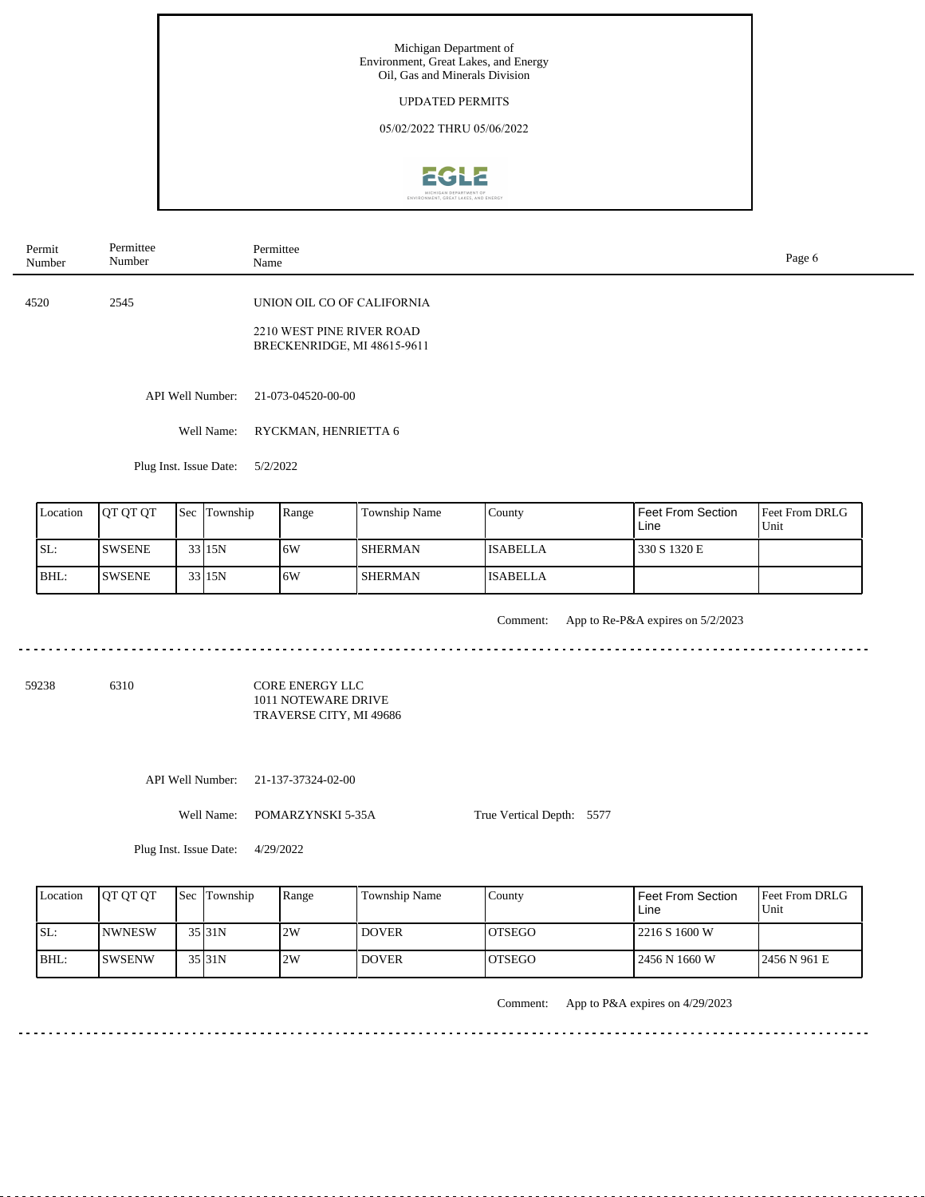Michigan Department of
Environment, Great Lakes, and Energy
Oil, Gas and Minerals Division

UPDATED PERMITS

05/02/2022 THRU 05/06/2022

| Permit Number | Permittee Number | Permittee Name |
|---|---|---|
| 4520 | 2545 | UNION OIL CO OF CALIFORNIA |

2210 WEST PINE RIVER ROAD
BRECKENRIDGE, MI 48615-9611

API Well Number: 21-073-04520-00-00

Well Name: RYCKMAN, HENRIETTA 6

Plug Inst. Issue Date: 5/2/2022

| Location | QT QT QT | Sec | Township | Range | Township Name | County | Feet From Section Line | Feet From DRLG Unit |
|---|---|---|---|---|---|---|---|---|
| SL: | SWSENE | 33 | 15N | 6W | SHERMAN | ISABELLA | 330 S 1320 E | |
| BHL: | SWSENE | 33 | 15N | 6W | SHERMAN | ISABELLA | | |

Comment: App to Re-P&A expires on 5/2/2023

---

| Permit Number | Permittee Number | Permittee Name |
|---|---|---|
| 59238 | 6310 | CORE ENERGY LLC |

1011 NOTEWARE DRIVE
TRAVERSE CITY, MI 49686

API Well Number: 21-137-37324-02-00

Well Name: POMARZYNSKI 5-35A

True Vertical Depth: 5577

Plug Inst. Issue Date: 4/29/2022

| Location | QT QT QT | Sec | Township | Range | Township Name | County | Feet From Section Line | Feet From DRLG Unit |
|---|---|---|---|---|---|---|---|---|
| SL: | NWNESW | 35 | 31N | 2W | DOVER | OTSEGO | 2216 S 1600 W | |
| BHL: | SWSENW | 35 | 31N | 2W | DOVER | OTSEGO | 2456 N 1660 W | 2456 N 961 E |

Comment: App to P&A expires on 4/29/2023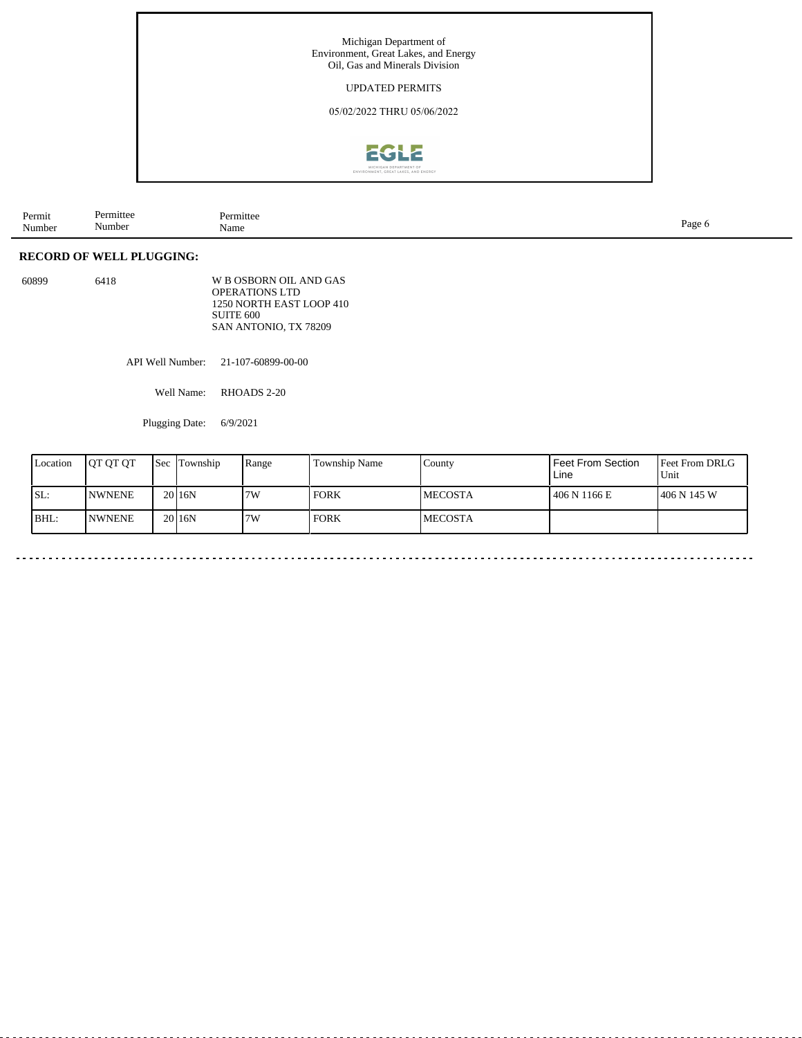Michigan Department of
Environment, Great Lakes, and Energy
Oil, Gas and Minerals Division

UPDATED PERMITS

05/02/2022 THRU 05/06/2022

| Permit Number | Permittee Number | Permittee Name |
|---|---|---|

**RECORD OF WELL PLUGGING:**

60899 6418 W B OSBORN OIL AND GAS OPERATIONS LTD
1250 NORTH EAST LOOP 410
SUITE 600
SAN ANTONIO, TX 78209

API Well Number: 21-107-60899-00-00

Well Name: RHOADS 2-20

Plugging Date: 6/9/2021

| Location | QT QT QT | Sec | Township | Range | Township Name | County | Feet From Section Line | Feet From DRLG Unit |
|---|---|---|---|---|---|---|---|---|
| SL: | NWNENE | 20 | 16N | 7W | FORK | MECOSTA | 406 N 1166 E | 406 N 145 W |
| BHL: | NWNENE | 20 | 16N | 7W | FORK | MECOSTA | | |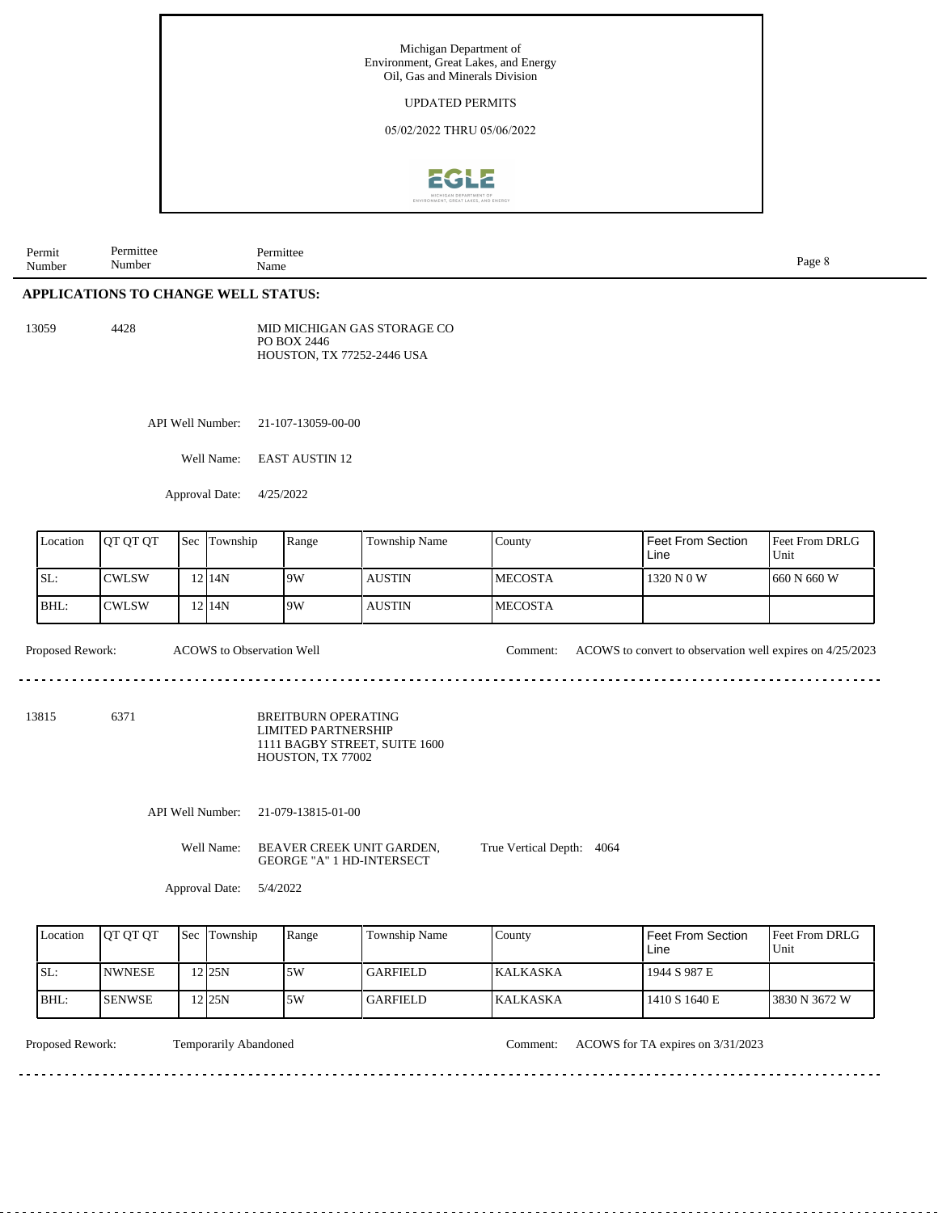Michigan Department of
Environment, Great Lakes, and Energy
Oil, Gas and Minerals Division

UPDATED PERMITS

05/02/2022 THRU 05/06/2022

| Permit Number | Permittee Number | Permittee Name |
|---|---|---|

## APPLICATIONS TO CHANGE WELL STATUS:

13059 4428 MID MICHIGAN GAS STORAGE CO
PO BOX 2446
HOUSTON, TX 77252-2446 USA

API Well Number: 21-107-13059-00-00

Well Name: EAST AUSTIN 12

Approval Date: 4/25/2022

| Location | QT QT QT | Sec | Township | Range | Township Name | County | Feet From Section Line | Feet From DRLG Unit |
|---|---|---|---|---|---|---|---|---|
| SL: | CWLSW | 12 | 14N | 9W | AUSTIN | MECOSTA | 1320 N 0 W | 660 N 660 W |
| BHL: | CWLSW | 12 | 14N | 9W | AUSTIN | MECOSTA | | |

Proposed Rework: ACOWS to Observation Well

Comment: ACOWS to convert to observation well expires on 4/25/2023

---

13815 6371 BREITBURN OPERATING
LIMITED PARTNERSHIP
1111 BAGBY STREET, SUITE 1600
HOUSTON, TX 77002

API Well Number: 21-079-13815-01-00

Well Name: BEAVER CREEK UNIT GARDEN, GEORGE "A" 1 HD-INTERSECT

True Vertical Depth: 4064

Approval Date: 5/4/2022

| Location | QT QT QT | Sec | Township | Range | Township Name | County | Feet From Section Line | Feet From DRLG Unit |
|---|---|---|---|---|---|---|---|---|
| SL: | NWNESE | 12 | 25N | 5W | GARFIELD | KALKASKA | 1944 S 987 E | |
| BHL: | SENWSE | 12 | 25N | 5W | GARFIELD | KALKASKA | 1410 S 1640 E | 3830 N 3672 W |

Proposed Rework: Temporarily Abandoned

Comment: ACOWS for TA expires on 3/31/2023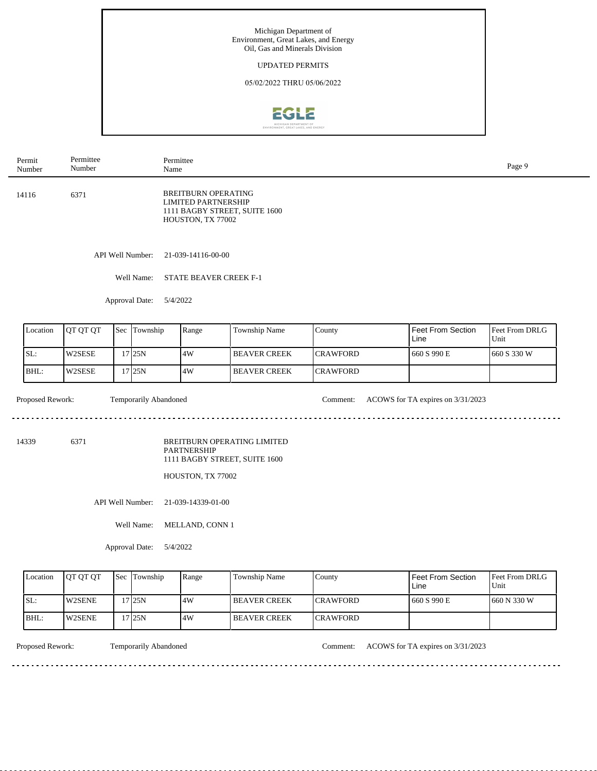Michigan Department of
Environment, Great Lakes, and Energy
Oil, Gas and Minerals Division

UPDATED PERMITS

05/02/2022 THRU 05/06/2022

| Permit Number | Permittee Number | Permittee Name |
|---|---|---|

14116 6371 BREITBURN OPERATING LIMITED PARTNERSHIP
1111 BAGBY STREET, SUITE 1600
HOUSTON, TX 77002

API Well Number: 21-039-14116-00-00

Well Name: STATE BEAVER CREEK F-1

Approval Date: 5/4/2022

| Location | QT QT QT | Sec | Township | Range | Township Name | County | Feet From Section Line | Feet From DRLG Unit |
|---|---|---|---|---|---|---|---|---|
| SL: | W2SESE | 17 | 25N | 4W | BEAVER CREEK | CRAWFORD | 660 S 990 E | 660 S 330 W |
| BHL: | W2SESE | 17 | 25N | 4W | BEAVER CREEK | CRAWFORD | | |

Proposed Rework: Temporarily Abandoned

Comment: ACOWS for TA expires on 3/31/2023

---

14339 6371 BREITBURN OPERATING LIMITED PARTNERSHIP
1111 BAGBY STREET, SUITE 1600
HOUSTON, TX 77002

API Well Number: 21-039-14339-01-00

Well Name: MELLAND, CONN 1

Approval Date: 5/4/2022

| Location | QT QT QT | Sec | Township | Range | Township Name | County | Feet From Section Line | Feet From DRLG Unit |
|---|---|---|---|---|---|---|---|---|
| SL: | W2SENE | 17 | 25N | 4W | BEAVER CREEK | CRAWFORD | 660 S 990 E | 660 N 330 W |
| BHL: | W2SENE | 17 | 25N | 4W | BEAVER CREEK | CRAWFORD | | |

Proposed Rework: Temporarily Abandoned

Comment: ACOWS for TA expires on 3/31/2023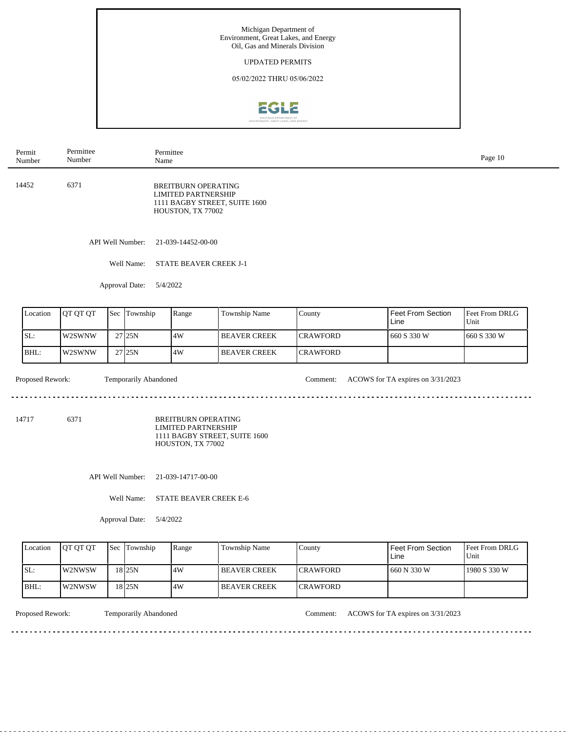Michigan Department of Environment, Great Lakes, and Energy
Oil, Gas and Minerals Division

UPDATED PERMITS

05/02/2022 THRU 05/06/2022

| Permit Number | Permittee Number | Permittee Name |
|---|---|---|

14452 6371 BREITBURN OPERATING LIMITED PARTNERSHIP
1111 BAGBY STREET, SUITE 1600
HOUSTON, TX 77002

API Well Number: 21-039-14452-00-00

Well Name: STATE BEAVER CREEK J-1

Approval Date: 5/4/2022

| Location | QT QT QT | Sec | Township | Range | Township Name | County | Feet From Section Line | Feet From DRLG Unit |
|---|---|---|---|---|---|---|---|---|
| SL: | W2SWNW | 27 | 25N | 4W | BEAVER CREEK | CRAWFORD | 660 S 330 W | 660 S 330 W |
| BHL: | W2SWNW | 27 | 25N | 4W | BEAVER CREEK | CRAWFORD | | |

Proposed Rework: Temporarily Abandoned Comment: ACOWS for TA expires on 3/31/2023

---

14717 6371 BREITBURN OPERATING LIMITED PARTNERSHIP
1111 BAGBY STREET, SUITE 1600
HOUSTON, TX 77002

API Well Number: 21-039-14717-00-00

Well Name: STATE BEAVER CREEK E-6

Approval Date: 5/4/2022

| Location | QT QT QT | Sec | Township | Range | Township Name | County | Feet From Section Line | Feet From DRLG Unit |
|---|---|---|---|---|---|---|---|---|
| SL: | W2NWSW | 18 | 25N | 4W | BEAVER CREEK | CRAWFORD | 660 N 330 W | 1980 S 330 W |
| BHL: | W2NWSW | 18 | 25N | 4W | BEAVER CREEK | CRAWFORD | | |

Proposed Rework: Temporarily Abandoned Comment: ACOWS for TA expires on 3/31/2023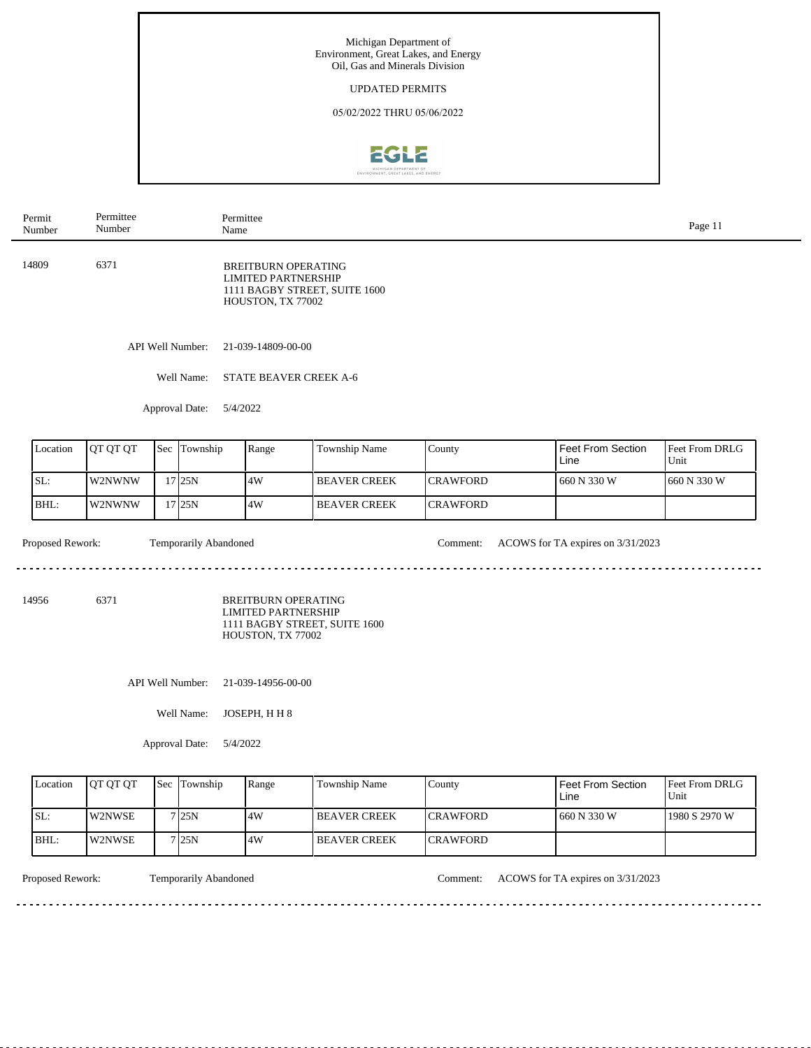Michigan Department of
Environment, Great Lakes, and Energy
Oil, Gas and Minerals Division

UPDATED PERMITS

05/02/2022 THRU 05/06/2022

| Permit Number | Permittee Number | Permittee Name |
|---|---|---|
| 14809 | 6371 | BREITBURN OPERATING LIMITED PARTNERSHIP<br>1111 BAGBY STREET, SUITE 1600<br>HOUSTON, TX 77002 |

API Well Number: 21-039-14809-00-00

Well Name: STATE BEAVER CREEK A-6

Approval Date: 5/4/2022

| Location | QT QT QT | Sec | Township | Range | Township Name | County | Feet From Section Line | Feet From DRLG Unit |
|---|---|---|---|---|---|---|---|---|
| SL: | W2NWNW | 17 | 25N | 4W | BEAVER CREEK | CRAWFORD | 660 N 330 W | 660 N 330 W |
| BHL: | W2NWNW | 17 | 25N | 4W | BEAVER CREEK | CRAWFORD | | |

Proposed Rework: Temporarily Abandoned

Comment: ACOWS for TA expires on 3/31/2023

---

| Permit Number | Permittee Number | Permittee Name |
|---|---|---|
| 14956 | 6371 | BREITBURN OPERATING LIMITED PARTNERSHIP<br>1111 BAGBY STREET, SUITE 1600<br>HOUSTON, TX 77002 |

API Well Number: 21-039-14956-00-00

Well Name: JOSEPH, H H 8

Approval Date: 5/4/2022

| Location | QT QT QT | Sec | Township | Range | Township Name | County | Feet From Section Line | Feet From DRLG Unit |
|---|---|---|---|---|---|---|---|---|
| SL: | W2NWSE | 7 | 25N | 4W | BEAVER CREEK | CRAWFORD | 660 N 330 W | 1980 S 2970 W |
| BHL: | W2NWSE | 7 | 25N | 4W | BEAVER CREEK | CRAWFORD | | |

Proposed Rework: Temporarily Abandoned

Comment: ACOWS for TA expires on 3/31/2023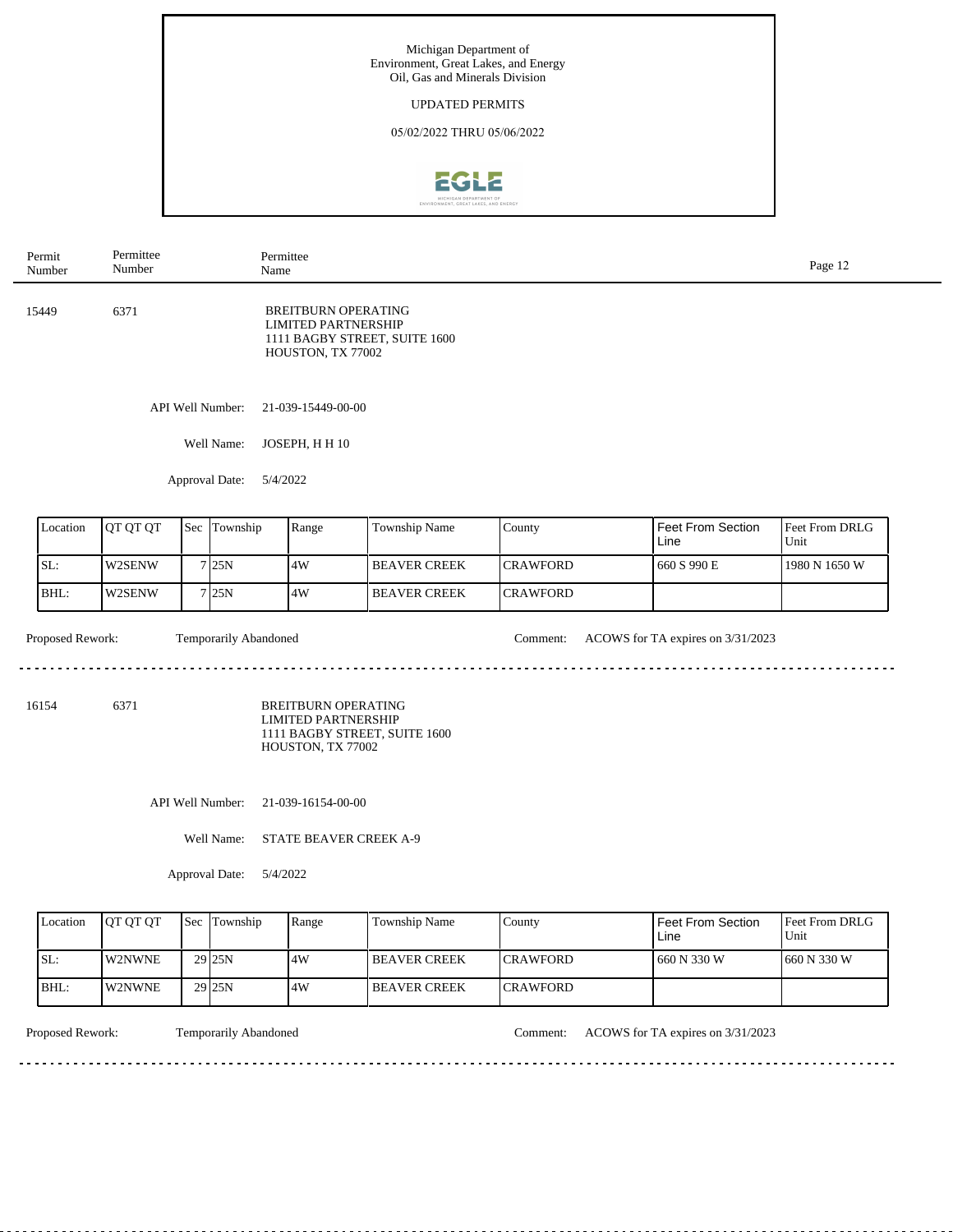Michigan Department of
Environment, Great Lakes, and Energy
Oil, Gas and Minerals Division

UPDATED PERMITS

05/02/2022 THRU 05/06/2022

| Permit Number | Permittee Number | Permittee Name |
|---|---|---|
| 15449 | 6371 | BREITBURN OPERATING LIMITED PARTNERSHIP<br>1111 BAGBY STREET, SUITE 1600<br>HOUSTON, TX 77002 |

API Well Number: 21-039-15449-00-00

Well Name: JOSEPH, H H 10

Approval Date: 5/4/2022

| Location | QT QT QT | Sec | Township | Range | Township Name | County | Feet From Section Line | Feet From DRLG Unit |
|---|---|---|---|---|---|---|---|---|
| SL: | W2SENW | 7 | 25N | 4W | BEAVER CREEK | CRAWFORD | 660 S 990 E | 1980 N 1650 W |
| BHL: | W2SENW | 7 | 25N | 4W | BEAVER CREEK | CRAWFORD | | |

Proposed Rework: Temporarily Abandoned

Comment: ACOWS for TA expires on 3/31/2023

---

| Permit Number | Permittee Number | Permittee Name |
|---|---|---|
| 16154 | 6371 | BREITBURN OPERATING LIMITED PARTNERSHIP<br>1111 BAGBY STREET, SUITE 1600<br>HOUSTON, TX 77002 |

API Well Number: 21-039-16154-00-00

Well Name: STATE BEAVER CREEK A-9

Approval Date: 5/4/2022

| Location | QT QT QT | Sec | Township | Range | Township Name | County | Feet From Section Line | Feet From DRLG Unit |
|---|---|---|---|---|---|---|---|---|
| SL: | W2NWNE | 29 | 25N | 4W | BEAVER CREEK | CRAWFORD | 660 N 330 W | 660 N 330 W |
| BHL: | W2NWNE | 29 | 25N | 4W | BEAVER CREEK | CRAWFORD | | |

Proposed Rework: Temporarily Abandoned

Comment: ACOWS for TA expires on 3/31/2023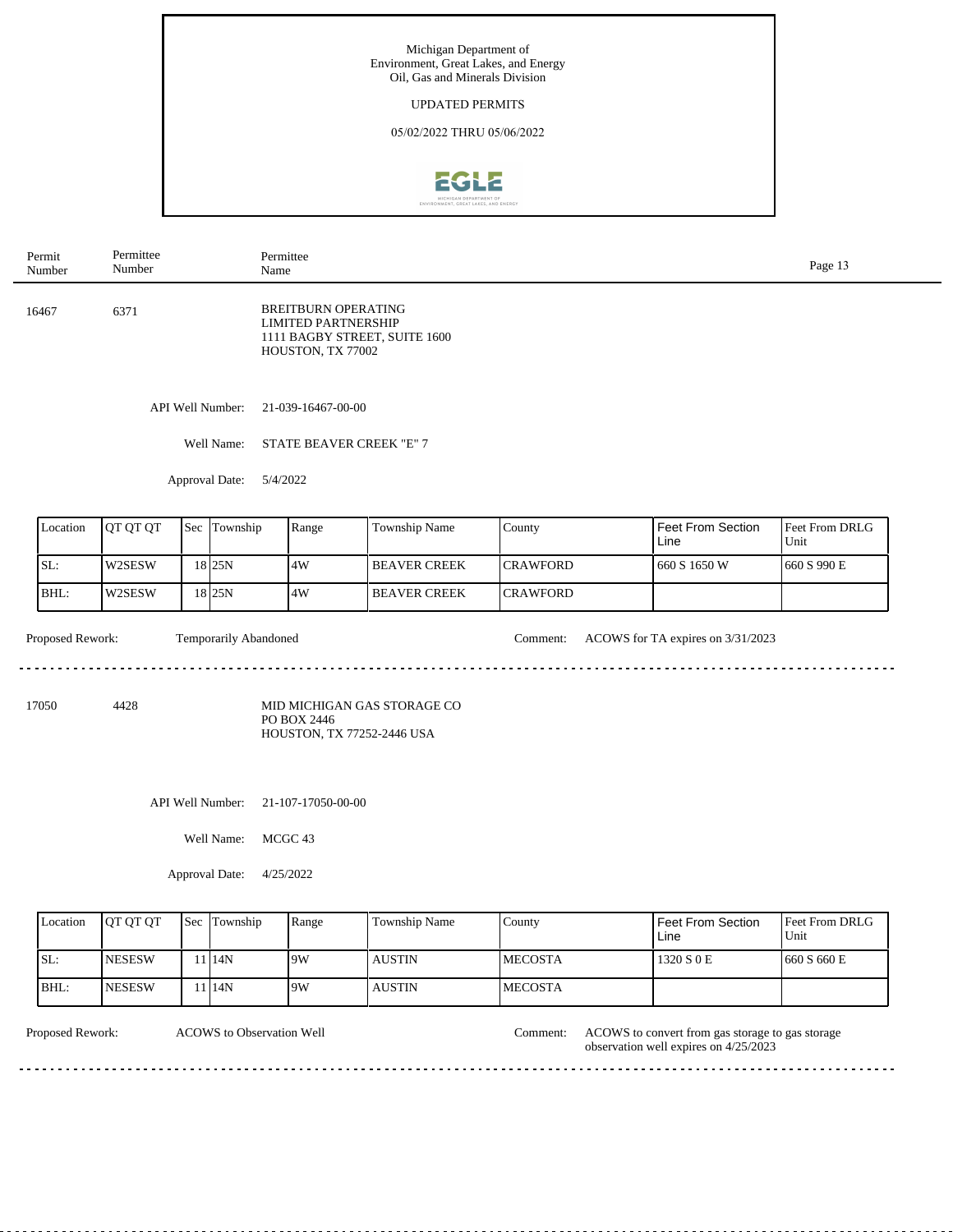Michigan Department of Environment, Great Lakes, and Energy
Oil, Gas and Minerals Division

UPDATED PERMITS

05/02/2022 THRU 05/06/2022

| Permit Number | Permittee Number | Permittee Name |
|---|---|---|
| 16467 | 6371 | BREITBURN OPERATING LIMITED PARTNERSHIP<br>1111 BAGBY STREET, SUITE 1600<br>HOUSTON, TX 77002 |

API Well Number: 21-039-16467-00-00

Well Name: STATE BEAVER CREEK "E" 7

Approval Date: 5/4/2022

| Location | QT QT QT | Sec | Township | Range | Township Name | County | Feet From Section Line | Feet From DRLG Unit |
|---|---|---|---|---|---|---|---|---|
| SL: | W2SESW | 18 | 25N | 4W | BEAVER CREEK | CRAWFORD | 660 S 1650 W | 660 S 990 E |
| BHL: | W2SESW | 18 | 25N | 4W | BEAVER CREEK | CRAWFORD | | |

Proposed Rework: Temporarily Abandoned

Comment: ACOWS for TA expires on 3/31/2023

---

| Permit Number | Permittee Number | Permittee Name |
|---|---|---|
| 17050 | 4428 | MID MICHIGAN GAS STORAGE CO<br>PO BOX 2446<br>HOUSTON, TX 77252-2446 USA |

API Well Number: 21-107-17050-00-00

Well Name: MCGC 43

Approval Date: 4/25/2022

| Location | QT QT QT | Sec | Township | Range | Township Name | County | Feet From Section Line | Feet From DRLG Unit |
|---|---|---|---|---|---|---|---|---|
| SL: | NESESW | 11 | 14N | 9W | AUSTIN | MECOSTA | 1320 S 0 E | 660 S 660 E |
| BHL: | NESESW | 11 | 14N | 9W | AUSTIN | MECOSTA | | |

Proposed Rework: ACOWS to Observation Well

Comment: ACOWS to convert from gas storage to gas storage observation well expires on 4/25/2023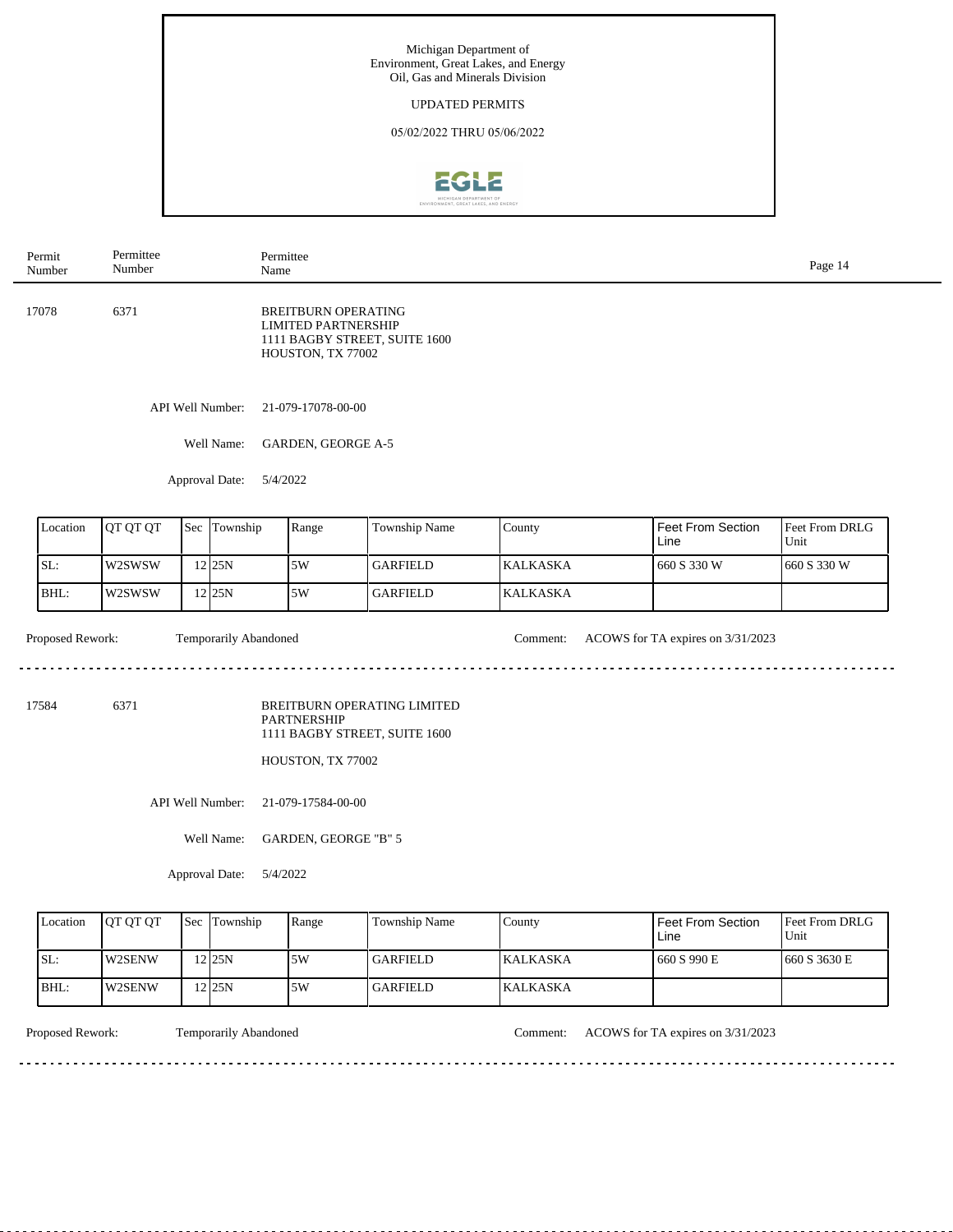Michigan Department of
Environment, Great Lakes, and Energy
Oil, Gas and Minerals Division

UPDATED PERMITS

05/02/2022 THRU 05/06/2022

| Permit Number | Permittee Number | Permittee Name |
|---|---|---|
| 17078 | 6371 | BREITBURN OPERATING LIMITED PARTNERSHIP<br>1111 BAGBY STREET, SUITE 1600<br>HOUSTON, TX 77002 |

API Well Number: 21-079-17078-00-00

Well Name: GARDEN, GEORGE A-5

Approval Date: 5/4/2022

| Location | QT QT QT | Sec | Township | Range | Township Name | County | Feet From Section Line | Feet From DRLG Unit |
|---|---|---|---|---|---|---|---|---|
| SL: | W2SWSW | 12 | 25N | 5W | GARFIELD | KALKASKA | 660 S 330 W | 660 S 330 W |
| BHL: | W2SWSW | 12 | 25N | 5W | GARFIELD | KALKASKA | | |

Proposed Rework: Temporarily Abandoned

Comment: ACOWS for TA expires on 3/31/2023

---

| Permit Number | Permittee Number | Permittee Name |
|---|---|---|
| 17584 | 6371 | BREITBURN OPERATING LIMITED PARTNERSHIP<br>1111 BAGBY STREET, SUITE 1600<br>HOUSTON, TX 77002 |

API Well Number: 21-079-17584-00-00

Well Name: GARDEN, GEORGE "B" 5

Approval Date: 5/4/2022

| Location | QT QT QT | Sec | Township | Range | Township Name | County | Feet From Section Line | Feet From DRLG Unit |
|---|---|---|---|---|---|---|---|---|
| SL: | W2SENW | 12 | 25N | 5W | GARFIELD | KALKASKA | 660 S 990 E | 660 S 3630 E |
| BHL: | W2SENW | 12 | 25N | 5W | GARFIELD | KALKASKA | | |

Proposed Rework: Temporarily Abandoned

Comment: ACOWS for TA expires on 3/31/2023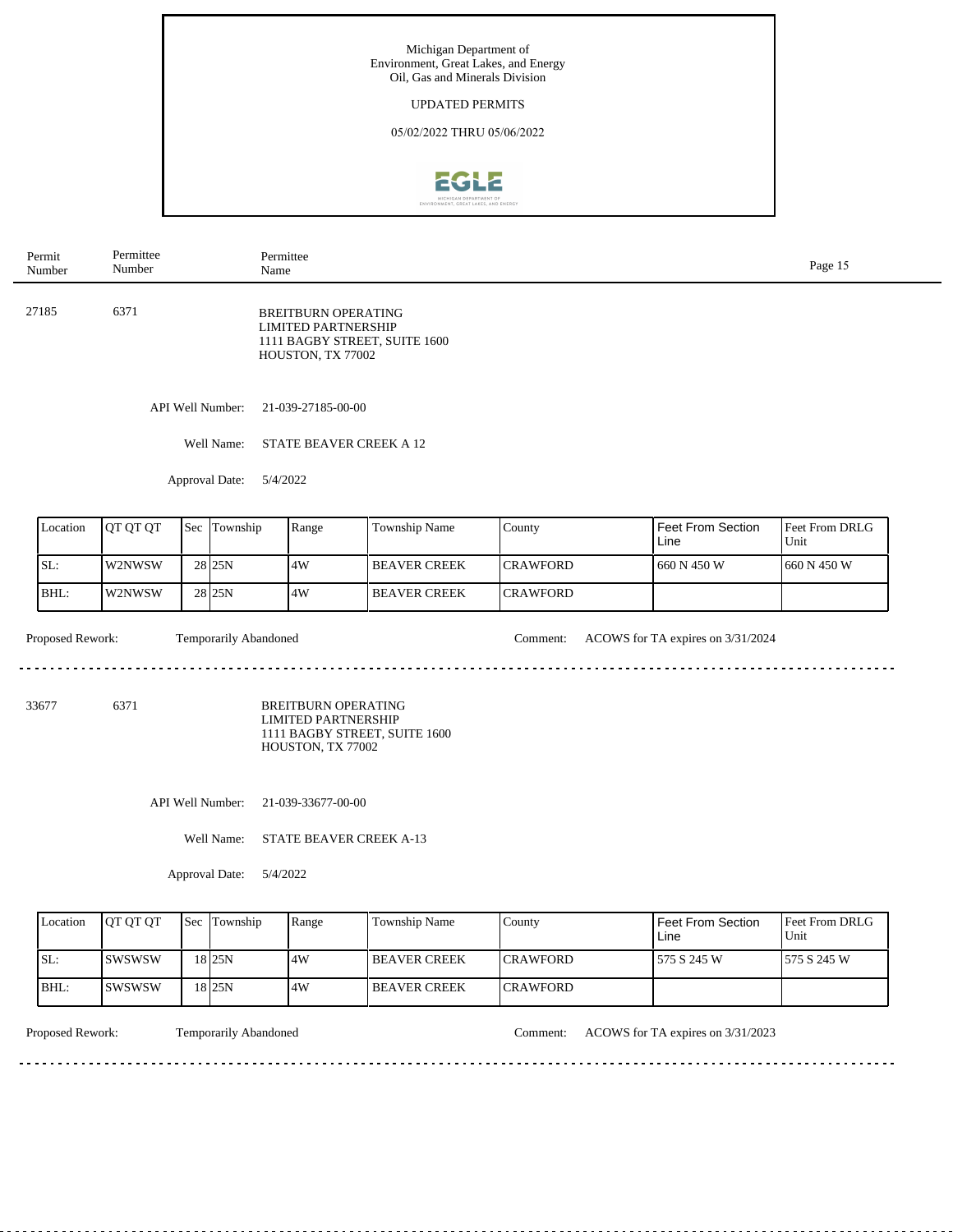Michigan Department of
Environment, Great Lakes, and Energy
Oil, Gas and Minerals Division

UPDATED PERMITS

05/02/2022 THRU 05/06/2022

| Permit Number | Permittee Number | Permittee Name |
|---|---|---|

27185 6371 BREITBURN OPERATING LIMITED PARTNERSHIP
1111 BAGBY STREET, SUITE 1600
HOUSTON, TX 77002

API Well Number: 21-039-27185-00-00

Well Name: STATE BEAVER CREEK A 12

Approval Date: 5/4/2022

| Location | QT QT QT | Sec | Township | Range | Township Name | County | Feet From Section Line | Feet From DRLG Unit |
|---|---|---|---|---|---|---|---|---|
| SL: | W2NWSW | 28 | 25N | 4W | BEAVER CREEK | CRAWFORD | 660 N 450 W | 660 N 450 W |
| BHL: | W2NWSW | 28 | 25N | 4W | BEAVER CREEK | CRAWFORD | | |

Proposed Rework: Temporarily Abandoned Comment: ACOWS for TA expires on 3/31/2024

---

33677 6371 BREITBURN OPERATING LIMITED PARTNERSHIP
1111 BAGBY STREET, SUITE 1600
HOUSTON, TX 77002

API Well Number: 21-039-33677-00-00

Well Name: STATE BEAVER CREEK A-13

Approval Date: 5/4/2022

| Location | QT QT QT | Sec | Township | Range | Township Name | County | Feet From Section Line | Feet From DRLG Unit |
|---|---|---|---|---|---|---|---|---|
| SL: | SWSWSW | 18 | 25N | 4W | BEAVER CREEK | CRAWFORD | 575 S 245 W | 575 S 245 W |
| BHL: | SWSWSW | 18 | 25N | 4W | BEAVER CREEK | CRAWFORD | | |

Proposed Rework: Temporarily Abandoned Comment: ACOWS for TA expires on 3/31/2023

---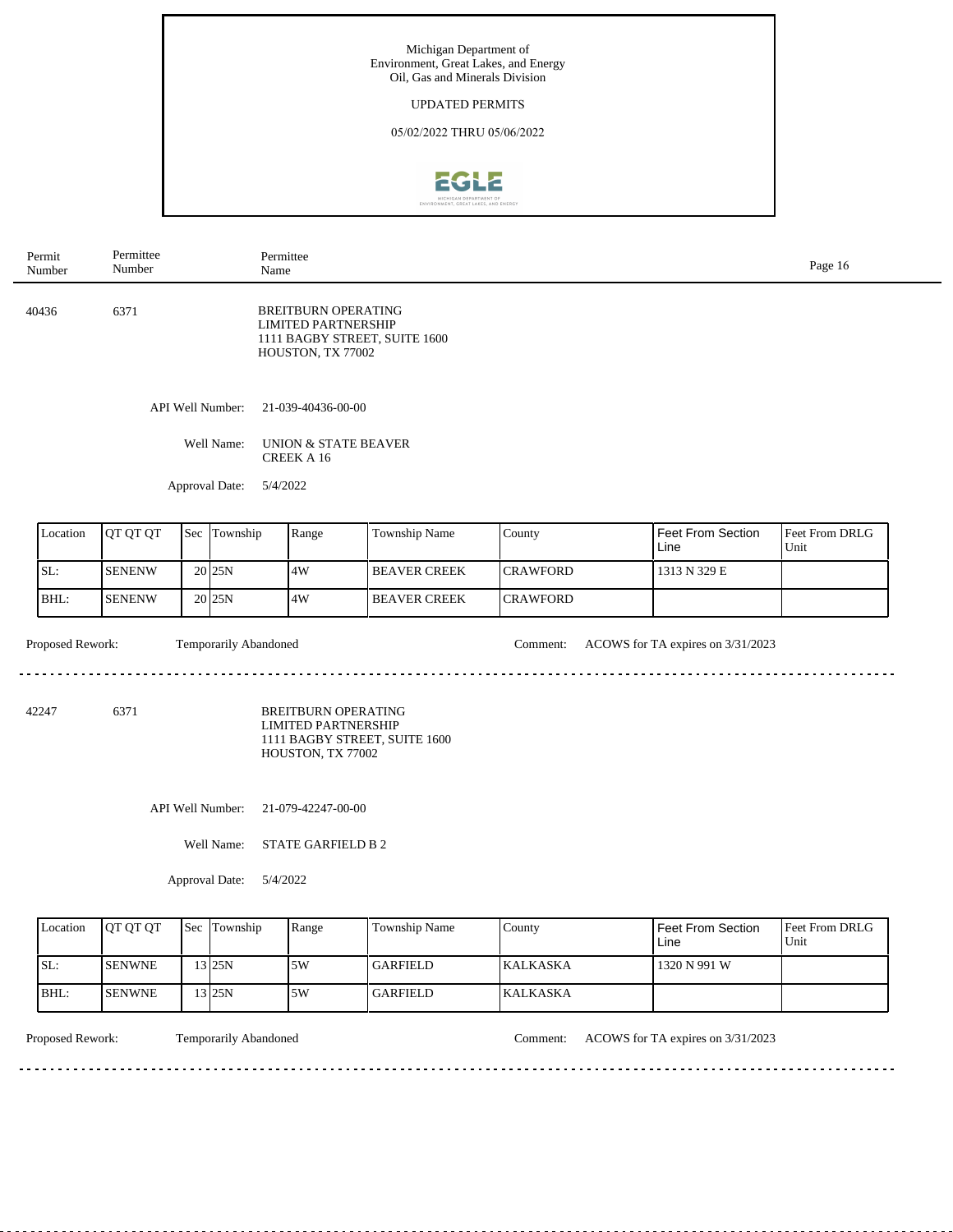Michigan Department of
Environment, Great Lakes, and Energy
Oil, Gas and Minerals Division

UPDATED PERMITS

05/02/2022 THRU 05/06/2022

| Permit Number | Permittee Number | Permittee Name |
|---|---|---|
| 40436 | 6371 | BREITBURN OPERATING LIMITED PARTNERSHIP<br>1111 BAGBY STREET, SUITE 1600<br>HOUSTON, TX 77002 |

API Well Number: 21-039-40436-00-00

Well Name: UNION & STATE BEAVER CREEK A 16

Approval Date: 5/4/2022

| Location | QT QT QT | Sec | Township | Range | Township Name | County | Feet From Section Line | Feet From DRLG Unit |
|---|---|---|---|---|---|---|---|---|
| SL: | SENENW | 20 | 25N | 4W | BEAVER CREEK | CRAWFORD | 1313 N 329 E | |
| BHL: | SENENW | 20 | 25N | 4W | BEAVER CREEK | CRAWFORD | | |

Proposed Rework: Temporarily Abandoned

Comment: ACOWS for TA expires on 3/31/2023

---

| Permit Number | Permittee Number | Permittee Name |
|---|---|---|
| 42247 | 6371 | BREITBURN OPERATING LIMITED PARTNERSHIP<br>1111 BAGBY STREET, SUITE 1600<br>HOUSTON, TX 77002 |

API Well Number: 21-079-42247-00-00

Well Name: STATE GARFIELD B 2

Approval Date: 5/4/2022

| Location | QT QT QT | Sec | Township | Range | Township Name | County | Feet From Section Line | Feet From DRLG Unit |
|---|---|---|---|---|---|---|---|---|
| SL: | SENWNE | 13 | 25N | 5W | GARFIELD | KALKASKA | 1320 N 991 W | |
| BHL: | SENWNE | 13 | 25N | 5W | GARFIELD | KALKASKA | | |

Proposed Rework: Temporarily Abandoned

Comment: ACOWS for TA expires on 3/31/2023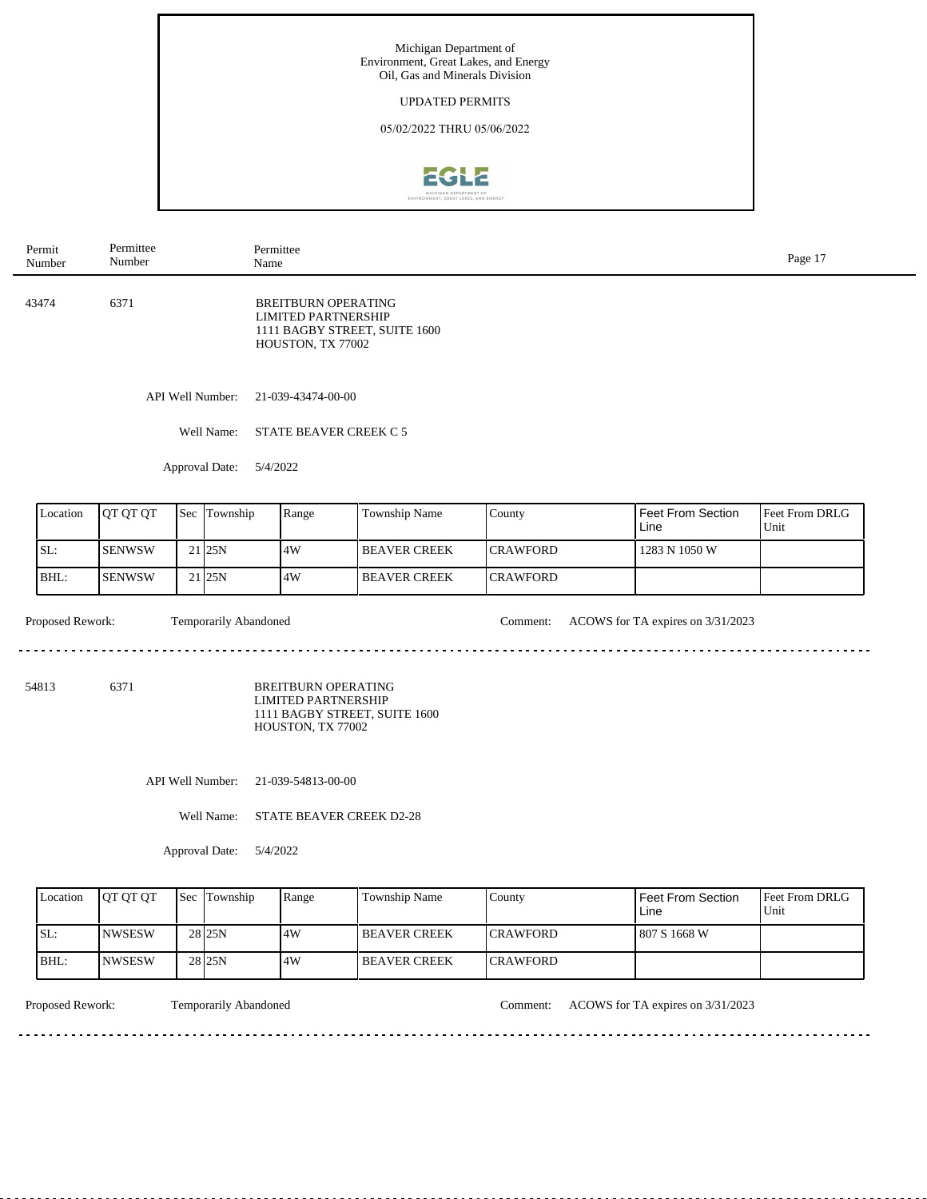Michigan Department of
Environment, Great Lakes, and Energy
Oil, Gas and Minerals Division

UPDATED PERMITS

05/02/2022 THRU 05/06/2022

| Permit Number | Permittee Number | Permittee Name |
|---|---|---|

43474 | 6371 | BREITBURN OPERATING LIMITED PARTNERSHIP
1111 BAGBY STREET, SUITE 1600
HOUSTON, TX 77002

API Well Number: 21-039-43474-00-00

Well Name: STATE BEAVER CREEK C 5

Approval Date: 5/4/2022

| Location | QT QT QT | Sec | Township | Range | Township Name | County | Feet From Section Line | Feet From DRLG Unit |
|---|---|---|---|---|---|---|---|---|
| SL: | SENWSW | 21 | 25N | 4W | BEAVER CREEK | CRAWFORD | 1283 N 1050 W | |
| BHL: | SENWSW | 21 | 25N | 4W | BEAVER CREEK | CRAWFORD | | |

Proposed Rework: Temporarily Abandoned

Comment: ACOWS for TA expires on 3/31/2023

---

54813 | 6371 | BREITBURN OPERATING LIMITED PARTNERSHIP
1111 BAGBY STREET, SUITE 1600
HOUSTON, TX 77002

API Well Number: 21-039-54813-00-00

Well Name: STATE BEAVER CREEK D2-28

Approval Date: 5/4/2022

| Location | QT QT QT | Sec | Township | Range | Township Name | County | Feet From Section Line | Feet From DRLG Unit |
|---|---|---|---|---|---|---|---|---|
| SL: | NWSESW | 28 | 25N | 4W | BEAVER CREEK | CRAWFORD | 807 S 1668 W | |
| BHL: | NWSESW | 28 | 25N | 4W | BEAVER CREEK | CRAWFORD | | |

Proposed Rework: Temporarily Abandoned

Comment: ACOWS for TA expires on 3/31/2023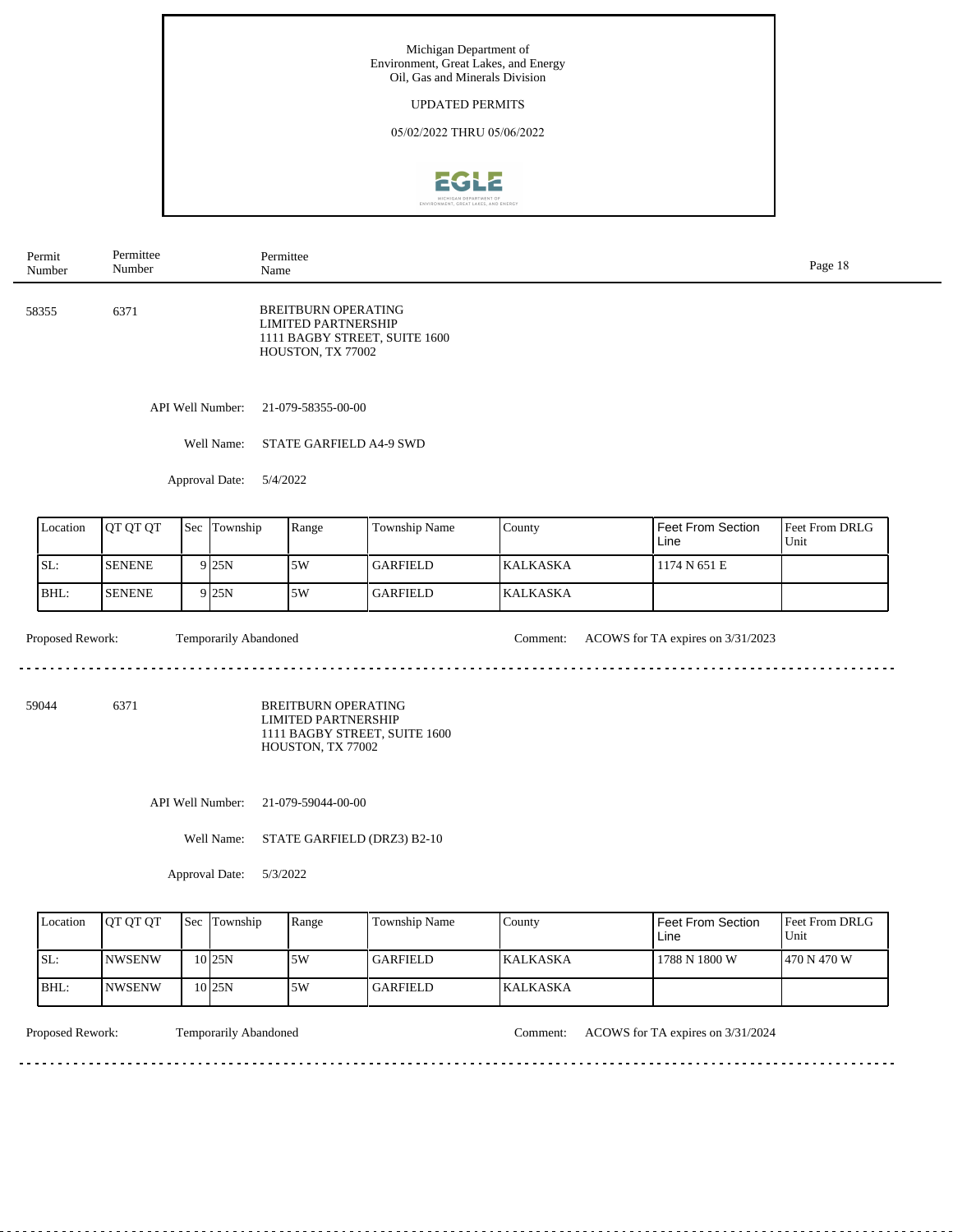Michigan Department of Environment, Great Lakes, and Energy
Oil, Gas and Minerals Division

UPDATED PERMITS

05/02/2022 THRU 05/06/2022

| Permit Number | Permittee Number | Permittee Name |
|---|---|---|

---

**58355** | **6371** | BREITBURN OPERATING LIMITED PARTNERSHIP
1111 BAGBY STREET, SUITE 1600
HOUSTON, TX 77002

API Well Number: 21-079-58355-00-00

Well Name: STATE GARFIELD A4-9 SWD

Approval Date: 5/4/2022

| Location | QT QT QT | Sec | Township | Range | Township Name | County | Feet From Section Line | Feet From DRLG Unit |
|---|---|---|---|---|---|---|---|---|
| SL: | SENENE | 9 | 25N | 5W | GARFIELD | KALKASKA | 1174 N 651 E | |
| BHL: | SENENE | 9 | 25N | 5W | GARFIELD | KALKASKA | | |

Proposed Rework: Temporarily Abandoned

Comment: ACOWS for TA expires on 3/31/2023

---

**59044** | **6371** | BREITBURN OPERATING LIMITED PARTNERSHIP
1111 BAGBY STREET, SUITE 1600
HOUSTON, TX 77002

API Well Number: 21-079-59044-00-00

Well Name: STATE GARFIELD (DRZ3) B2-10

Approval Date: 5/3/2022

| Location | QT QT QT | Sec | Township | Range | Township Name | County | Feet From Section Line | Feet From DRLG Unit |
|---|---|---|---|---|---|---|---|---|
| SL: | NWSENW | 10 | 25N | 5W | GARFIELD | KALKASKA | 1788 N 1800 W | 470 N 470 W |
| BHL: | NWSENW | 10 | 25N | 5W | GARFIELD | KALKASKA | | |

Proposed Rework: Temporarily Abandoned

Comment: ACOWS for TA expires on 3/31/2024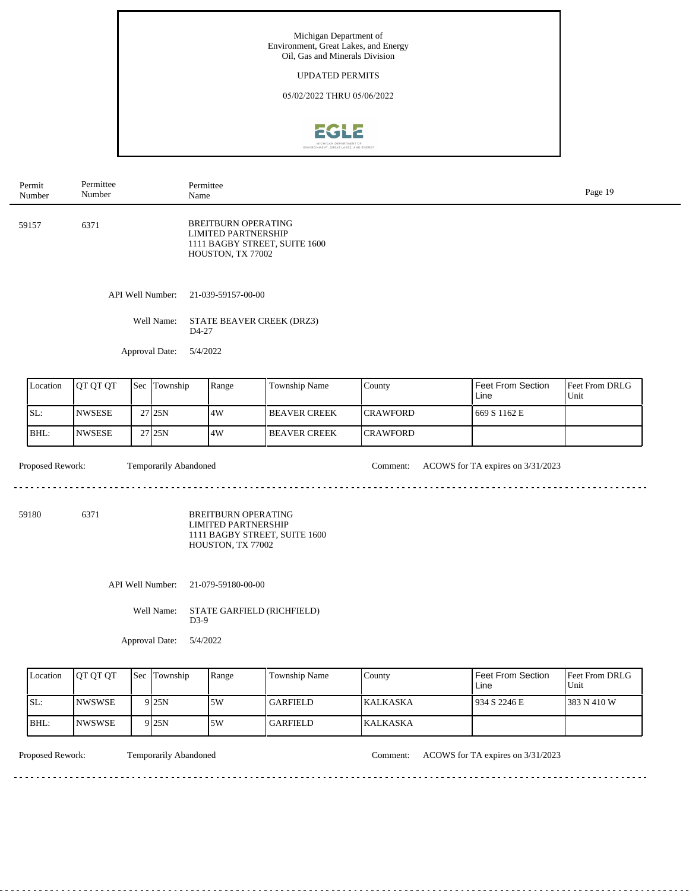Michigan Department of Environment, Great Lakes, and Energy
Oil, Gas and Minerals Division

UPDATED PERMITS

05/02/2022 THRU 05/06/2022

| Permit Number | Permittee Number | Permittee Name |
|---|---|---|

---

**59157** | **6371** | BREITBURN OPERATING LIMITED PARTNERSHIP
1111 BAGBY STREET, SUITE 1600
HOUSTON, TX 77002

API Well Number: 21-039-59157-00-00

Well Name: STATE BEAVER CREEK (DRZ3) D4-27

Approval Date: 5/4/2022

| Location | QT QT QT | Sec | Township | Range | Township Name | County | Feet From Section Line | Feet From DRLG Unit |
|---|---|---|---|---|---|---|---|---|
| SL: | NWSESE | 27 | 25N | 4W | BEAVER CREEK | CRAWFORD | 669 S 1162 E | |
| BHL: | NWSESE | 27 | 25N | 4W | BEAVER CREEK | CRAWFORD | | |

Proposed Rework: Temporarily Abandoned

Comment: ACOWS for TA expires on 3/31/2023

---

**59180** | **6371** | BREITBURN OPERATING LIMITED PARTNERSHIP
1111 BAGBY STREET, SUITE 1600
HOUSTON, TX 77002

API Well Number: 21-079-59180-00-00

Well Name: STATE GARFIELD (RICHFIELD) D3-9

Approval Date: 5/4/2022

| Location | QT QT QT | Sec | Township | Range | Township Name | County | Feet From Section Line | Feet From DRLG Unit |
|---|---|---|---|---|---|---|---|---|
| SL: | NWSWSE | 9 | 25N | 5W | GARFIELD | KALKASKA | 934 S 2246 E | 383 N 410 W |
| BHL: | NWSWSE | 9 | 25N | 5W | GARFIELD | KALKASKA | | |

Proposed Rework: Temporarily Abandoned

Comment: ACOWS for TA expires on 3/31/2023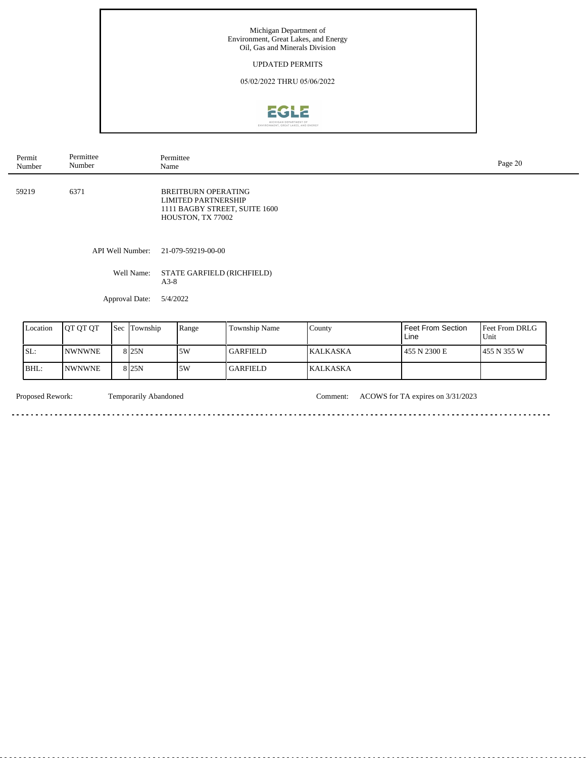Michigan Department of
Environment, Great Lakes, and Energy
Oil, Gas and Minerals Division

UPDATED PERMITS

05/02/2022 THRU 05/06/2022

| Permit Number | Permittee Number | Permittee Name |
|---|---|---|
| 59219 | 6371 | BREITBURN OPERATING LIMITED PARTNERSHIP<br>1111 BAGBY STREET, SUITE 1600<br>HOUSTON, TX 77002 |

API Well Number: 21-079-59219-00-00

Well Name: STATE GARFIELD (RICHFIELD) A3-8

Approval Date: 5/4/2022

| Location | QT QT QT | Sec | Township | Range | Township Name | County | Feet From Section Line | Feet From DRLG Unit |
|---|---|---|---|---|---|---|---|---|
| SL: | NWNWNE | 8 | 25N | 5W | GARFIELD | KALKASKA | 455 N 2300 E | 455 N 355 W |
| BHL: | NWNWNE | 8 | 25N | 5W | GARFIELD | KALKASKA | | |

Proposed Rework: Temporarily Abandoned

Comment: ACOWS for TA expires on 3/31/2023